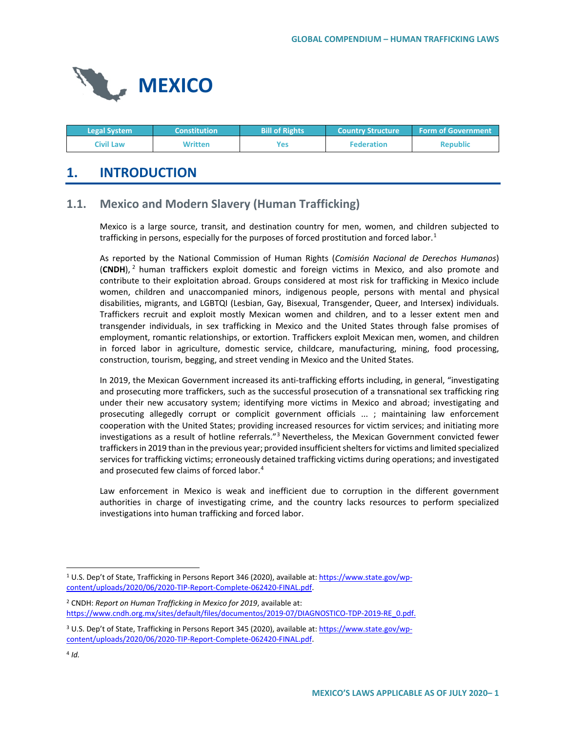# MEXICO

| Legal System | Constitution | Bill of Rights | Country Structure | Form of Government |
|---|---|---|---|---|
| Civil Law | Written | Yes | Federation | Republic |

## 1. INTRODUCTION

### 1.1. Mexico and Modern Slavery (Human Trafficking)

Mexico is a large source, transit, and destination country for men, women, and children subjected to trafficking in persons, especially for the purposes of forced prostitution and forced labor.[1]

As reported by the National Commission of Human Rights (*Comisión Nacional de Derechos Humanos*) (**CNDH**),[2] human traffickers exploit domestic and foreign victims in Mexico, and also promote and contribute to their exploitation abroad. Groups considered at most risk for trafficking in Mexico include women, children and unaccompanied minors, indigenous people, persons with mental and physical disabilities, migrants, and LGBTQI (Lesbian, Gay, Bisexual, Transgender, Queer, and Intersex) individuals. Traffickers recruit and exploit mostly Mexican women and children, and to a lesser extent men and transgender individuals, in sex trafficking in Mexico and the United States through false promises of employment, romantic relationships, or extortion. Traffickers exploit Mexican men, women, and children in forced labor in agriculture, domestic service, childcare, manufacturing, mining, food processing, construction, tourism, begging, and street vending in Mexico and the United States.

In 2019, the Mexican Government increased its anti-trafficking efforts including, in general, "investigating and prosecuting more traffickers, such as the successful prosecution of a transnational sex trafficking ring under their new accusatory system; identifying more victims in Mexico and abroad; investigating and prosecuting allegedly corrupt or complicit government officials ... ; maintaining law enforcement cooperation with the United States; providing increased resources for victim services; and initiating more investigations as a result of hotline referrals."[3] Nevertheless, the Mexican Government convicted fewer traffickers in 2019 than in the previous year; provided insufficient shelters for victims and limited specialized services for trafficking victims; erroneously detained trafficking victims during operations; and investigated and prosecuted few claims of forced labor.[4]

Law enforcement in Mexico is weak and inefficient due to corruption in the different government authorities in charge of investigating crime, and the country lacks resources to perform specialized investigations into human trafficking and forced labor.

---

[1] U.S. Dep't of State, Trafficking in Persons Report 346 (2020), available at: https://www.state.gov/wp-content/uploads/2020/06/2020-TIP-Report-Complete-062420-FINAL.pdf.

[2] CNDH: *Report on Human Trafficking in Mexico for 2019*, available at: https://www.cndh.org.mx/sites/default/files/documentos/2019-07/DIAGNOSTICO-TDP-2019-RE_0.pdf.

[3] U.S. Dep't of State, Trafficking in Persons Report 345 (2020), available at: https://www.state.gov/wp-content/uploads/2020/06/2020-TIP-Report-Complete-062420-FINAL.pdf.

[4] *Id.*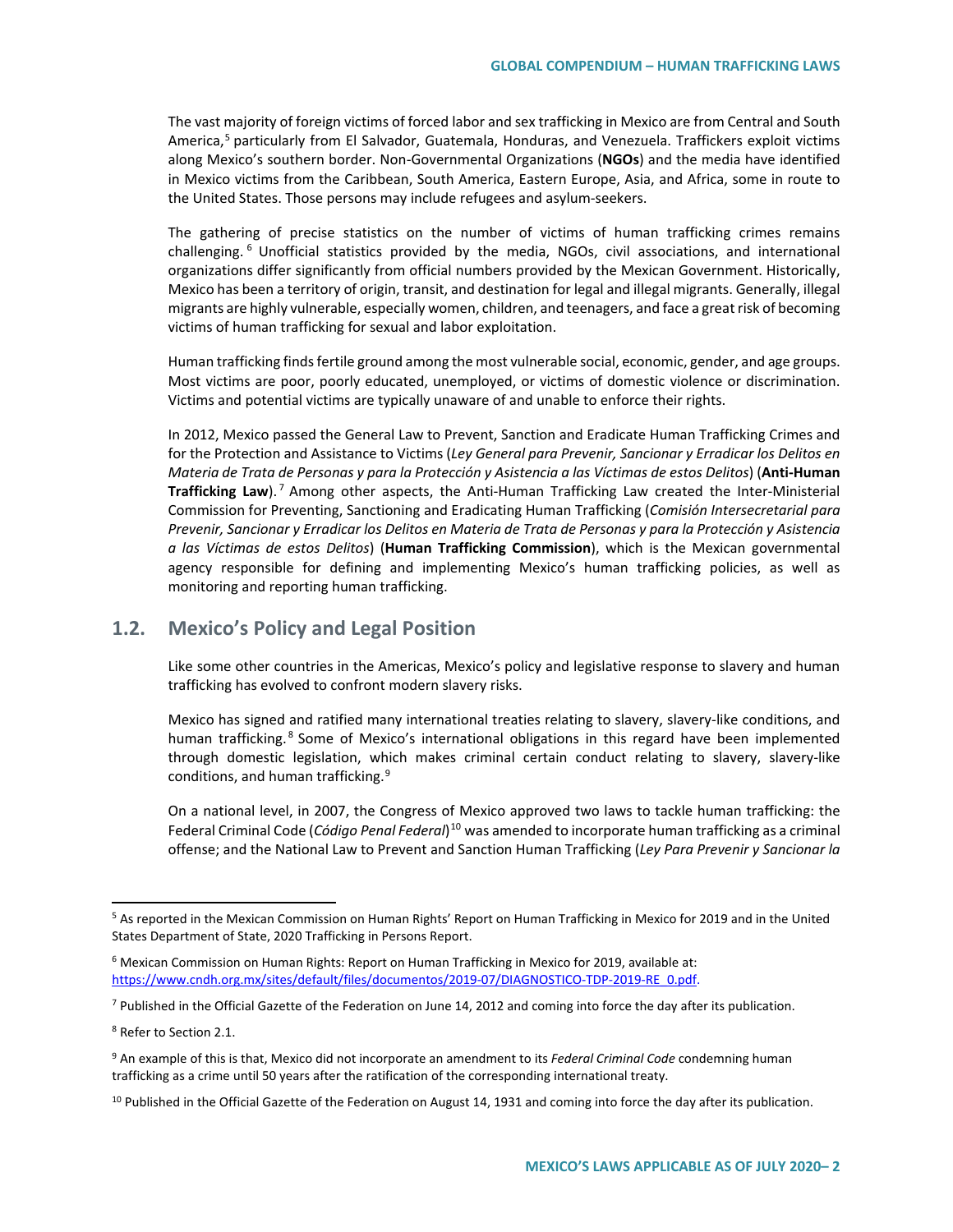The vast majority of foreign victims of forced labor and sex trafficking in Mexico are from Central and South America,[5] particularly from El Salvador, Guatemala, Honduras, and Venezuela. Traffickers exploit victims along Mexico's southern border. Non-Governmental Organizations (**NGOs**) and the media have identified in Mexico victims from the Caribbean, South America, Eastern Europe, Asia, and Africa, some in route to the United States. Those persons may include refugees and asylum-seekers.

The gathering of precise statistics on the number of victims of human trafficking crimes remains challenging.[6] Unofficial statistics provided by the media, NGOs, civil associations, and international organizations differ significantly from official numbers provided by the Mexican Government. Historically, Mexico has been a territory of origin, transit, and destination for legal and illegal migrants. Generally, illegal migrants are highly vulnerable, especially women, children, and teenagers, and face a great risk of becoming victims of human trafficking for sexual and labor exploitation.

Human trafficking finds fertile ground among the most vulnerable social, economic, gender, and age groups. Most victims are poor, poorly educated, unemployed, or victims of domestic violence or discrimination. Victims and potential victims are typically unaware of and unable to enforce their rights.

In 2012, Mexico passed the General Law to Prevent, Sanction and Eradicate Human Trafficking Crimes and for the Protection and Assistance to Victims (*Ley General para Prevenir, Sancionar y Erradicar los Delitos en Materia de Trata de Personas y para la Protección y Asistencia a las Víctimas de estos Delitos*) (**Anti-Human Trafficking Law**).[7] Among other aspects, the Anti-Human Trafficking Law created the Inter-Ministerial Commission for Preventing, Sanctioning and Eradicating Human Trafficking (*Comisión Intersecretarial para Prevenir, Sancionar y Erradicar los Delitos en Materia de Trata de Personas y para la Protección y Asistencia a las Víctimas de estos Delitos*) (**Human Trafficking Commission**), which is the Mexican governmental agency responsible for defining and implementing Mexico's human trafficking policies, as well as monitoring and reporting human trafficking.

## 1.2. Mexico's Policy and Legal Position

Like some other countries in the Americas, Mexico's policy and legislative response to slavery and human trafficking has evolved to confront modern slavery risks.

Mexico has signed and ratified many international treaties relating to slavery, slavery-like conditions, and human trafficking.[8] Some of Mexico's international obligations in this regard have been implemented through domestic legislation, which makes criminal certain conduct relating to slavery, slavery-like conditions, and human trafficking.[9]

On a national level, in 2007, the Congress of Mexico approved two laws to tackle human trafficking: the Federal Criminal Code (*Código Penal Federal*)[10] was amended to incorporate human trafficking as a criminal offense; and the National Law to Prevent and Sanction Human Trafficking (*Ley Para Prevenir y Sancionar la*

---

[5] As reported in the Mexican Commission on Human Rights' Report on Human Trafficking in Mexico for 2019 and in the United States Department of State, 2020 Trafficking in Persons Report.

[6] Mexican Commission on Human Rights: Report on Human Trafficking in Mexico for 2019, available at: https://www.cndh.org.mx/sites/default/files/documentos/2019-07/DIAGNOSTICO-TDP-2019-RE_0.pdf.

[7] Published in the Official Gazette of the Federation on June 14, 2012 and coming into force the day after its publication.

[8] Refer to Section 2.1.

[9] An example of this is that, Mexico did not incorporate an amendment to its *Federal Criminal Code* condemning human trafficking as a crime until 50 years after the ratification of the corresponding international treaty.

[10] Published in the Official Gazette of the Federation on August 14, 1931 and coming into force the day after its publication.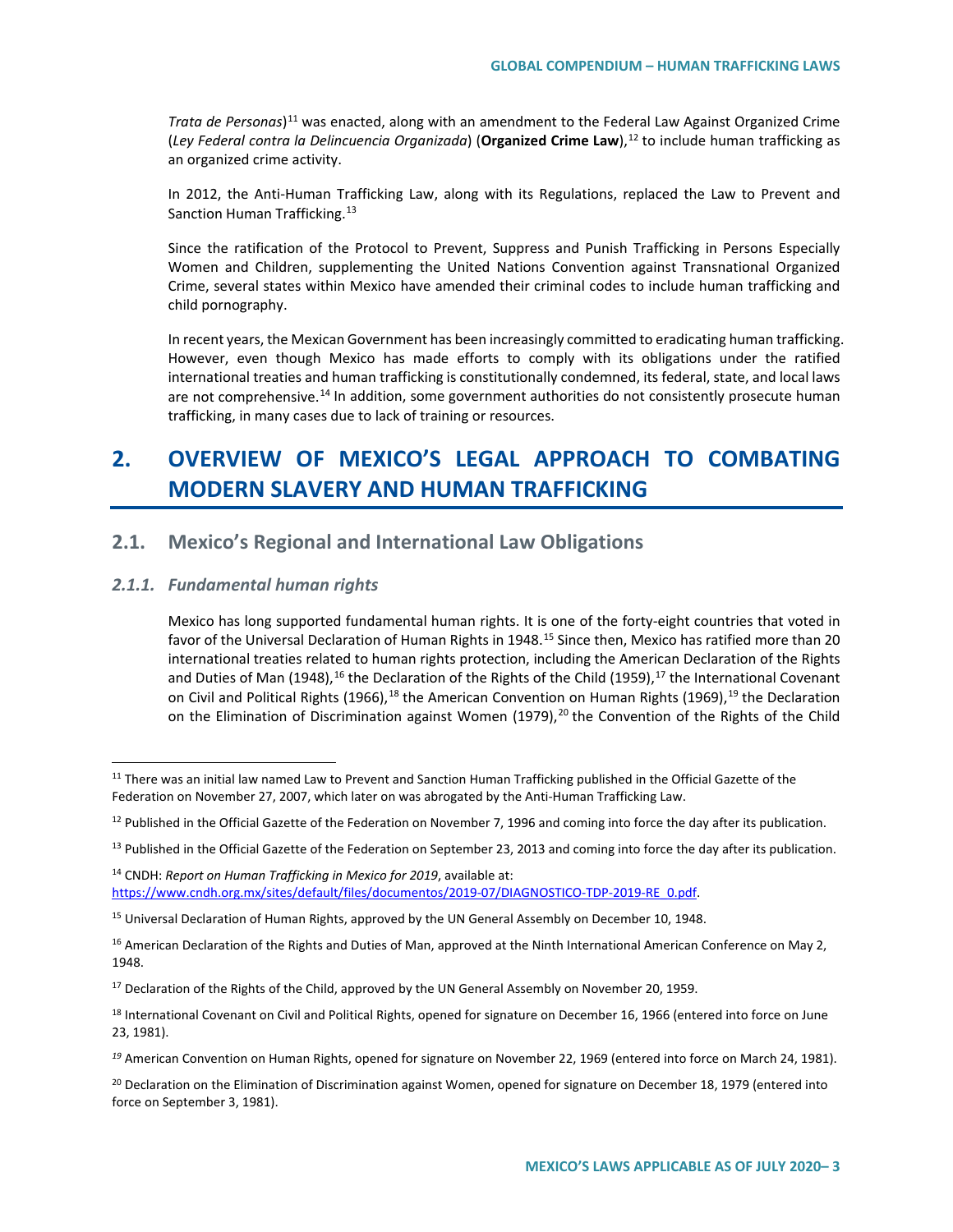*Trata de Personas*)[11] was enacted, along with an amendment to the Federal Law Against Organized Crime (*Ley Federal contra la Delincuencia Organizada*) (**Organized Crime Law**),[12] to include human trafficking as an organized crime activity.

In 2012, the Anti-Human Trafficking Law, along with its Regulations, replaced the Law to Prevent and Sanction Human Trafficking.[13]

Since the ratification of the Protocol to Prevent, Suppress and Punish Trafficking in Persons Especially Women and Children, supplementing the United Nations Convention against Transnational Organized Crime, several states within Mexico have amended their criminal codes to include human trafficking and child pornography.

In recent years, the Mexican Government has been increasingly committed to eradicating human trafficking. However, even though Mexico has made efforts to comply with its obligations under the ratified international treaties and human trafficking is constitutionally condemned, its federal, state, and local laws are not comprehensive.[14] In addition, some government authorities do not consistently prosecute human trafficking, in many cases due to lack of training or resources.

# 2. OVERVIEW OF MEXICO'S LEGAL APPROACH TO COMBATING MODERN SLAVERY AND HUMAN TRAFFICKING

## 2.1. Mexico's Regional and International Law Obligations

### *2.1.1. Fundamental human rights*

Mexico has long supported fundamental human rights. It is one of the forty-eight countries that voted in favor of the Universal Declaration of Human Rights in 1948.[15] Since then, Mexico has ratified more than 20 international treaties related to human rights protection, including the American Declaration of the Rights and Duties of Man (1948),[16] the Declaration of the Rights of the Child (1959),[17] the International Covenant on Civil and Political Rights (1966),[18] the American Convention on Human Rights (1969),[19] the Declaration on the Elimination of Discrimination against Women (1979),[20] the Convention of the Rights of the Child

---

[11] There was an initial law named Law to Prevent and Sanction Human Trafficking published in the Official Gazette of the Federation on November 27, 2007, which later on was abrogated by the Anti-Human Trafficking Law.

[12] Published in the Official Gazette of the Federation on November 7, 1996 and coming into force the day after its publication.

[13] Published in the Official Gazette of the Federation on September 23, 2013 and coming into force the day after its publication.

[14] CNDH: *Report on Human Trafficking in Mexico for 2019*, available at: https://www.cndh.org.mx/sites/default/files/documentos/2019-07/DIAGNOSTICO-TDP-2019-RE_0.pdf.

[15] Universal Declaration of Human Rights, approved by the UN General Assembly on December 10, 1948.

[16] American Declaration of the Rights and Duties of Man, approved at the Ninth International American Conference on May 2, 1948.

[17] Declaration of the Rights of the Child, approved by the UN General Assembly on November 20, 1959.

[18] International Covenant on Civil and Political Rights, opened for signature on December 16, 1966 (entered into force on June 23, 1981).

[19] American Convention on Human Rights, opened for signature on November 22, 1969 (entered into force on March 24, 1981).

[20] Declaration on the Elimination of Discrimination against Women, opened for signature on December 18, 1979 (entered into force on September 3, 1981).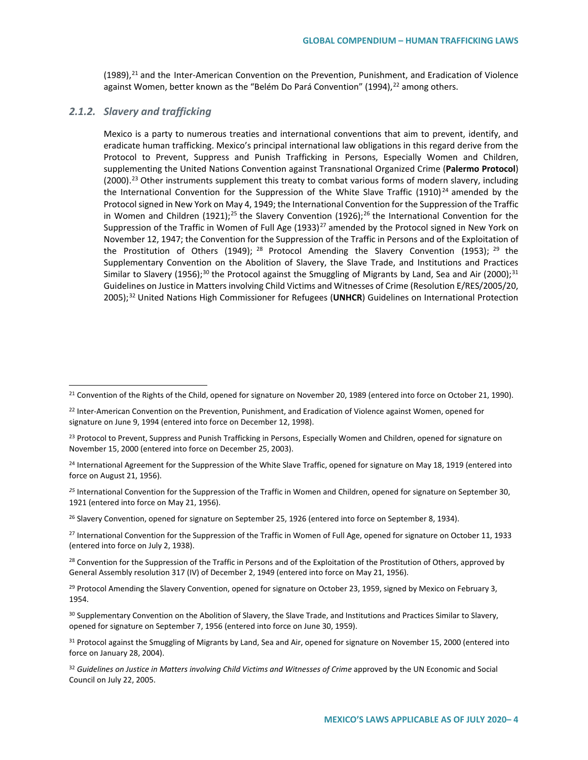(1989),[21] and the Inter-American Convention on the Prevention, Punishment, and Eradication of Violence against Women, better known as the "Belém Do Pará Convention" (1994),[22] among others.

### *2.1.2. Slavery and trafficking*

Mexico is a party to numerous treaties and international conventions that aim to prevent, identify, and eradicate human trafficking. Mexico's principal international law obligations in this regard derive from the Protocol to Prevent, Suppress and Punish Trafficking in Persons, Especially Women and Children, supplementing the United Nations Convention against Transnational Organized Crime (**Palermo Protocol**) (2000).[23] Other instruments supplement this treaty to combat various forms of modern slavery, including the International Convention for the Suppression of the White Slave Traffic (1910)[24] amended by the Protocol signed in New York on May 4, 1949; the International Convention for the Suppression of the Traffic in Women and Children (1921);[25] the Slavery Convention (1926);[26] the International Convention for the Suppression of the Traffic in Women of Full Age (1933)[27] amended by the Protocol signed in New York on November 12, 1947; the Convention for the Suppression of the Traffic in Persons and of the Exploitation of the Prostitution of Others (1949);[28] Protocol Amending the Slavery Convention (1953);[29] the Supplementary Convention on the Abolition of Slavery, the Slave Trade, and Institutions and Practices Similar to Slavery (1956);[30] the Protocol against the Smuggling of Migrants by Land, Sea and Air (2000);[31] Guidelines on Justice in Matters involving Child Victims and Witnesses of Crime (Resolution E/RES/2005/20, 2005);[32] United Nations High Commissioner for Refugees (**UNHCR**) Guidelines on International Protection

---

[21] Convention of the Rights of the Child, opened for signature on November 20, 1989 (entered into force on October 21, 1990).

[22] Inter-American Convention on the Prevention, Punishment, and Eradication of Violence against Women, opened for signature on June 9, 1994 (entered into force on December 12, 1998).

[23] Protocol to Prevent, Suppress and Punish Trafficking in Persons, Especially Women and Children, opened for signature on November 15, 2000 (entered into force on December 25, 2003).

[24] International Agreement for the Suppression of the White Slave Traffic, opened for signature on May 18, 1919 (entered into force on August 21, 1956).

[25] International Convention for the Suppression of the Traffic in Women and Children, opened for signature on September 30, 1921 (entered into force on May 21, 1956).

[26] Slavery Convention, opened for signature on September 25, 1926 (entered into force on September 8, 1934).

[27] International Convention for the Suppression of the Traffic in Women of Full Age, opened for signature on October 11, 1933 (entered into force on July 2, 1938).

[28] Convention for the Suppression of the Traffic in Persons and of the Exploitation of the Prostitution of Others, approved by General Assembly resolution 317 (IV) of December 2, 1949 (entered into force on May 21, 1956).

[29] Protocol Amending the Slavery Convention, opened for signature on October 23, 1959, signed by Mexico on February 3, 1954.

[30] Supplementary Convention on the Abolition of Slavery, the Slave Trade, and Institutions and Practices Similar to Slavery, opened for signature on September 7, 1956 (entered into force on June 30, 1959).

[31] Protocol against the Smuggling of Migrants by Land, Sea and Air, opened for signature on November 15, 2000 (entered into force on January 28, 2004).

[32] *Guidelines on Justice in Matters involving Child Victims and Witnesses of Crime* approved by the UN Economic and Social Council on July 22, 2005.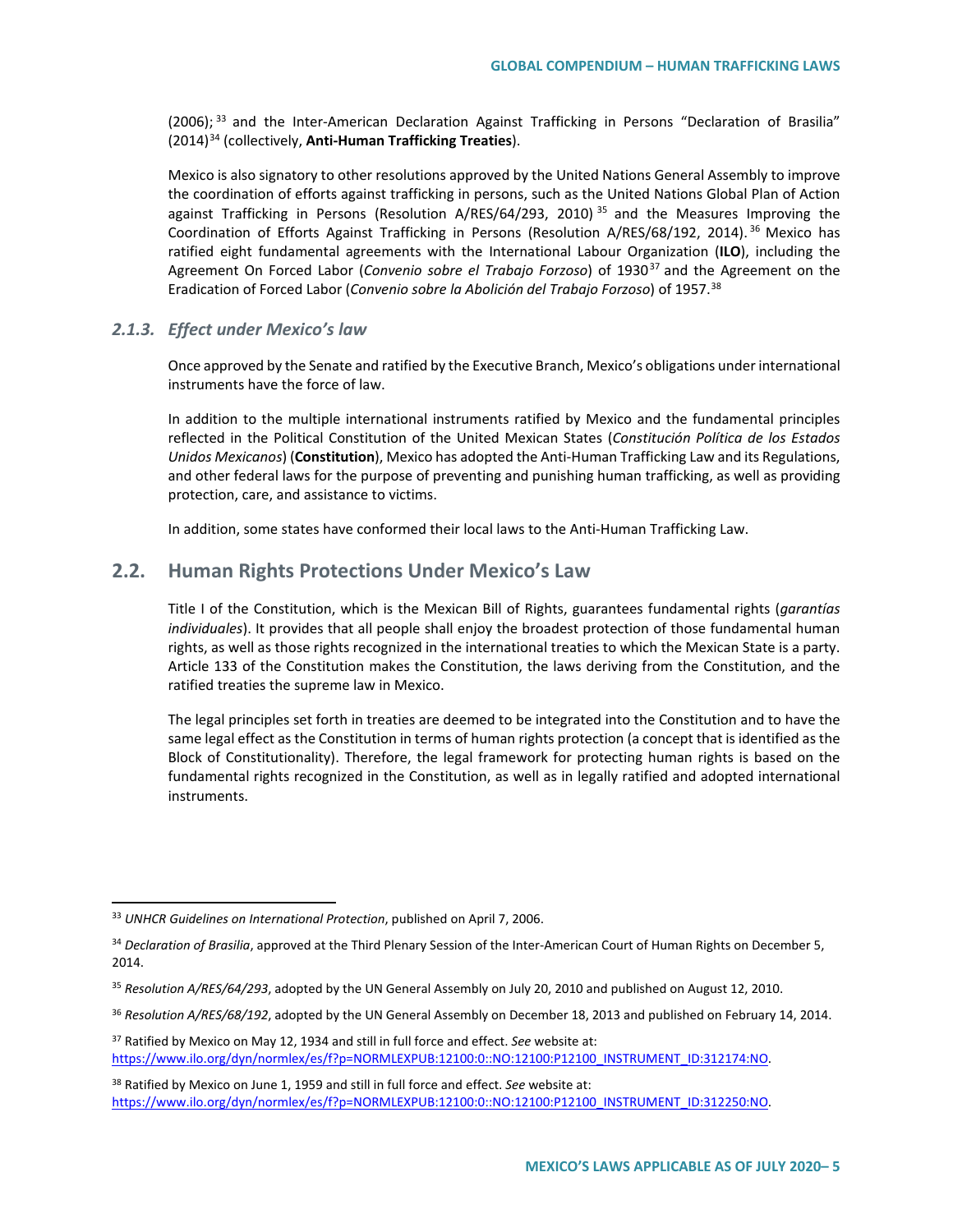(2006);[33] and the Inter-American Declaration Against Trafficking in Persons "Declaration of Brasilia" (2014)[34] (collectively, **Anti-Human Trafficking Treaties**).

Mexico is also signatory to other resolutions approved by the United Nations General Assembly to improve the coordination of efforts against trafficking in persons, such as the United Nations Global Plan of Action against Trafficking in Persons (Resolution A/RES/64/293, 2010)[35] and the Measures Improving the Coordination of Efforts Against Trafficking in Persons (Resolution A/RES/68/192, 2014).[36] Mexico has ratified eight fundamental agreements with the International Labour Organization (**ILO**), including the Agreement On Forced Labor (*Convenio sobre el Trabajo Forzoso*) of 1930[37] and the Agreement on the Eradication of Forced Labor (*Convenio sobre la Abolición del Trabajo Forzoso*) of 1957.[38]

### *2.1.3. Effect under Mexico's law*

Once approved by the Senate and ratified by the Executive Branch, Mexico's obligations under international instruments have the force of law.

In addition to the multiple international instruments ratified by Mexico and the fundamental principles reflected in the Political Constitution of the United Mexican States (*Constitución Política de los Estados Unidos Mexicanos*) (**Constitution**), Mexico has adopted the Anti-Human Trafficking Law and its Regulations, and other federal laws for the purpose of preventing and punishing human trafficking, as well as providing protection, care, and assistance to victims.

In addition, some states have conformed their local laws to the Anti-Human Trafficking Law.

## 2.2. Human Rights Protections Under Mexico's Law

Title I of the Constitution, which is the Mexican Bill of Rights, guarantees fundamental rights (*garantías individuales*). It provides that all people shall enjoy the broadest protection of those fundamental human rights, as well as those rights recognized in the international treaties to which the Mexican State is a party. Article 133 of the Constitution makes the Constitution, the laws deriving from the Constitution, and the ratified treaties the supreme law in Mexico.

The legal principles set forth in treaties are deemed to be integrated into the Constitution and to have the same legal effect as the Constitution in terms of human rights protection (a concept that is identified as the Block of Constitutionality). Therefore, the legal framework for protecting human rights is based on the fundamental rights recognized in the Constitution, as well as in legally ratified and adopted international instruments.

---

[33] *UNHCR Guidelines on International Protection*, published on April 7, 2006.

[34] *Declaration of Brasilia*, approved at the Third Plenary Session of the Inter-American Court of Human Rights on December 5, 2014.

[35] *Resolution A/RES/64/293*, adopted by the UN General Assembly on July 20, 2010 and published on August 12, 2010.

[36] *Resolution A/RES/68/192*, adopted by the UN General Assembly on December 18, 2013 and published on February 14, 2014.

[37] Ratified by Mexico on May 12, 1934 and still in full force and effect. *See* website at: https://www.ilo.org/dyn/normlex/es/f?p=NORMLEXPUB:12100:0::NO:12100:P12100_INSTRUMENT_ID:312174:NO.

[38] Ratified by Mexico on June 1, 1959 and still in full force and effect. *See* website at: https://www.ilo.org/dyn/normlex/es/f?p=NORMLEXPUB:12100:0::NO:12100:P12100_INSTRUMENT_ID:312250:NO.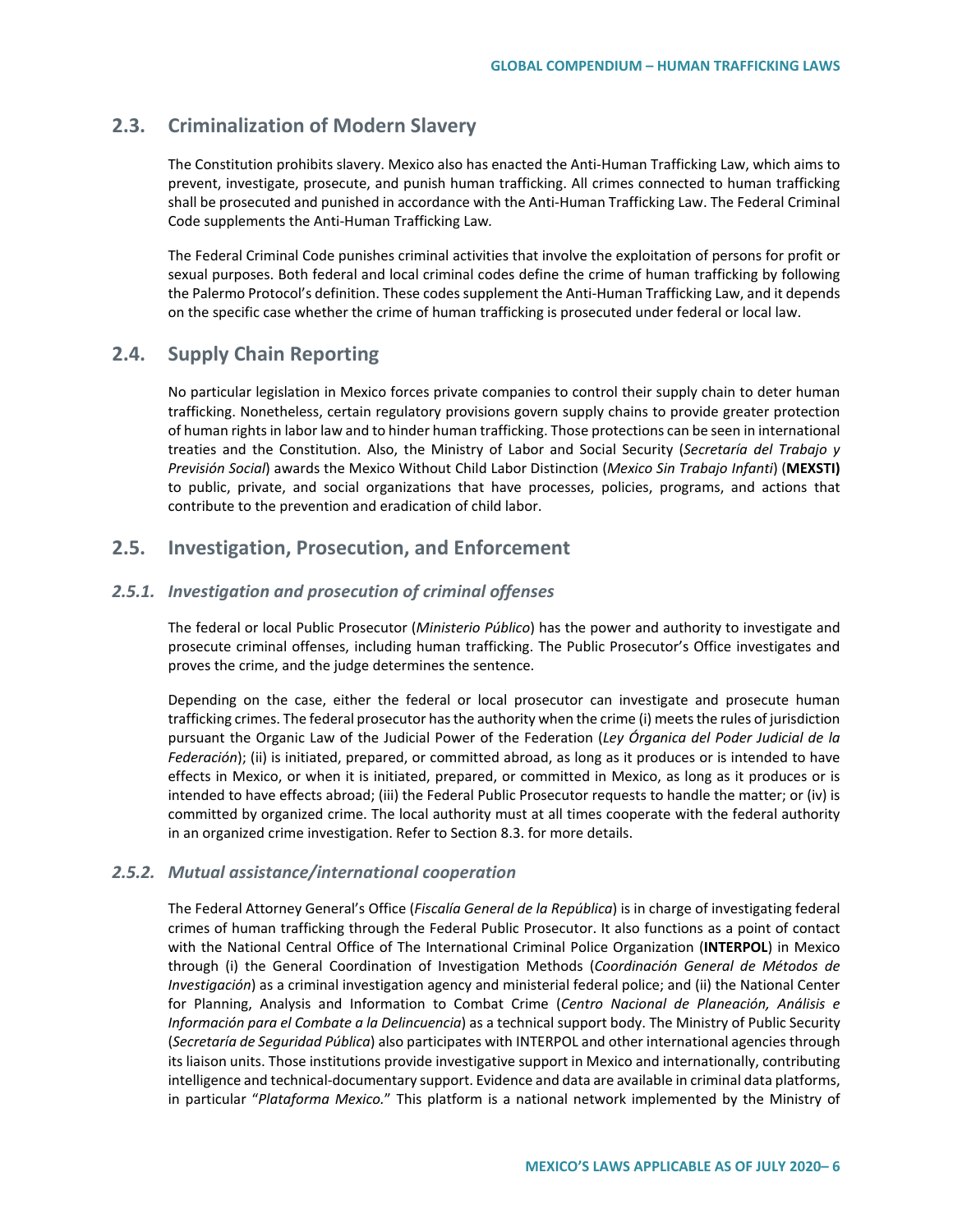## 2.3. Criminalization of Modern Slavery

The Constitution prohibits slavery. Mexico also has enacted the Anti-Human Trafficking Law, which aims to prevent, investigate, prosecute, and punish human trafficking. All crimes connected to human trafficking shall be prosecuted and punished in accordance with the Anti-Human Trafficking Law. The Federal Criminal Code supplements the Anti-Human Trafficking Law.

The Federal Criminal Code punishes criminal activities that involve the exploitation of persons for profit or sexual purposes. Both federal and local criminal codes define the crime of human trafficking by following the Palermo Protocol's definition. These codes supplement the Anti-Human Trafficking Law, and it depends on the specific case whether the crime of human trafficking is prosecuted under federal or local law.

## 2.4. Supply Chain Reporting

No particular legislation in Mexico forces private companies to control their supply chain to deter human trafficking. Nonetheless, certain regulatory provisions govern supply chains to provide greater protection of human rights in labor law and to hinder human trafficking. Those protections can be seen in international treaties and the Constitution. Also, the Ministry of Labor and Social Security (*Secretaría del Trabajo y Previsión Social*) awards the Mexico Without Child Labor Distinction (*Mexico Sin Trabajo Infanti*) (**MEXSTI)** to public, private, and social organizations that have processes, policies, programs, and actions that contribute to the prevention and eradication of child labor.

## 2.5. Investigation, Prosecution, and Enforcement

### *2.5.1. Investigation and prosecution of criminal offenses*

The federal or local Public Prosecutor (*Ministerio Público*) has the power and authority to investigate and prosecute criminal offenses, including human trafficking. The Public Prosecutor's Office investigates and proves the crime, and the judge determines the sentence.

Depending on the case, either the federal or local prosecutor can investigate and prosecute human trafficking crimes. The federal prosecutor has the authority when the crime (i) meets the rules of jurisdiction pursuant the Organic Law of the Judicial Power of the Federation (*Ley Órganica del Poder Judicial de la Federación*); (ii) is initiated, prepared, or committed abroad, as long as it produces or is intended to have effects in Mexico, or when it is initiated, prepared, or committed in Mexico, as long as it produces or is intended to have effects abroad; (iii) the Federal Public Prosecutor requests to handle the matter; or (iv) is committed by organized crime. The local authority must at all times cooperate with the federal authority in an organized crime investigation. Refer to Section 8.3. for more details.

### *2.5.2. Mutual assistance/international cooperation*

The Federal Attorney General's Office (*Fiscalía General de la República*) is in charge of investigating federal crimes of human trafficking through the Federal Public Prosecutor. It also functions as a point of contact with the National Central Office of The International Criminal Police Organization (**INTERPOL**) in Mexico through (i) the General Coordination of Investigation Methods (*Coordinación General de Métodos de Investigación*) as a criminal investigation agency and ministerial federal police; and (ii) the National Center for Planning, Analysis and Information to Combat Crime (*Centro Nacional de Planeación, Análisis e Información para el Combate a la Delincuencia*) as a technical support body. The Ministry of Public Security (*Secretaría de Seguridad Pública*) also participates with INTERPOL and other international agencies through its liaison units. Those institutions provide investigative support in Mexico and internationally, contributing intelligence and technical-documentary support. Evidence and data are available in criminal data platforms, in particular "*Plataforma Mexico.*" This platform is a national network implemented by the Ministry of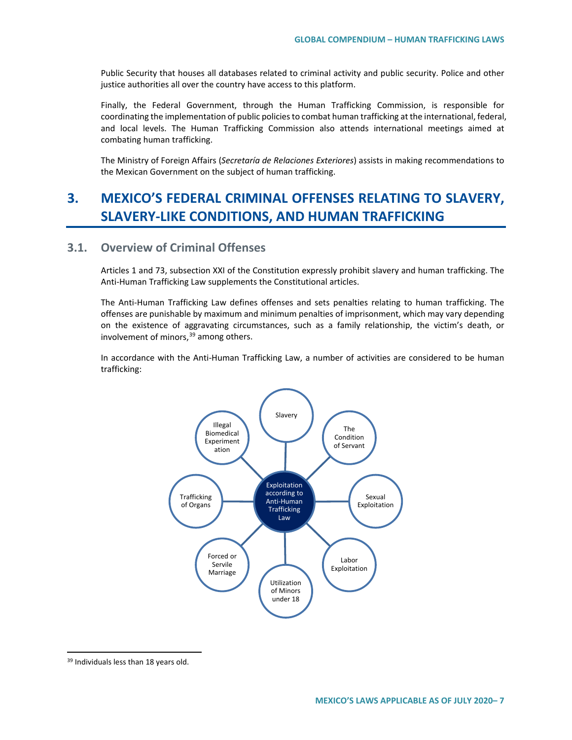Public Security that houses all databases related to criminal activity and public security. Police and other justice authorities all over the country have access to this platform.

Finally, the Federal Government, through the Human Trafficking Commission, is responsible for coordinating the implementation of public policies to combat human trafficking at the international, federal, and local levels. The Human Trafficking Commission also attends international meetings aimed at combating human trafficking.

The Ministry of Foreign Affairs (*Secretaría de Relaciones Exteriores*) assists in making recommendations to the Mexican Government on the subject of human trafficking.

# 3. MEXICO'S FEDERAL CRIMINAL OFFENSES RELATING TO SLAVERY, SLAVERY-LIKE CONDITIONS, AND HUMAN TRAFFICKING

## 3.1. Overview of Criminal Offenses

Articles 1 and 73, subsection XXI of the Constitution expressly prohibit slavery and human trafficking. The Anti-Human Trafficking Law supplements the Constitutional articles.

The Anti-Human Trafficking Law defines offenses and sets penalties relating to human trafficking. The offenses are punishable by maximum and minimum penalties of imprisonment, which may vary depending on the existence of aggravating circumstances, such as a family relationship, the victim's death, or involvement of minors,[39] among others.

In accordance with the Anti-Human Trafficking Law, a number of activities are considered to be human trafficking:

Exploitation according to Anti-Human Trafficking Law:

- Slavery
- The Condition of Servant
- Sexual Exploitation
- Labor Exploitation
- Utilization of Minors under 18
- Forced or Servile Marriage
- Trafficking of Organs
- Illegal Biomedical Experimentation

[39] Individuals less than 18 years old.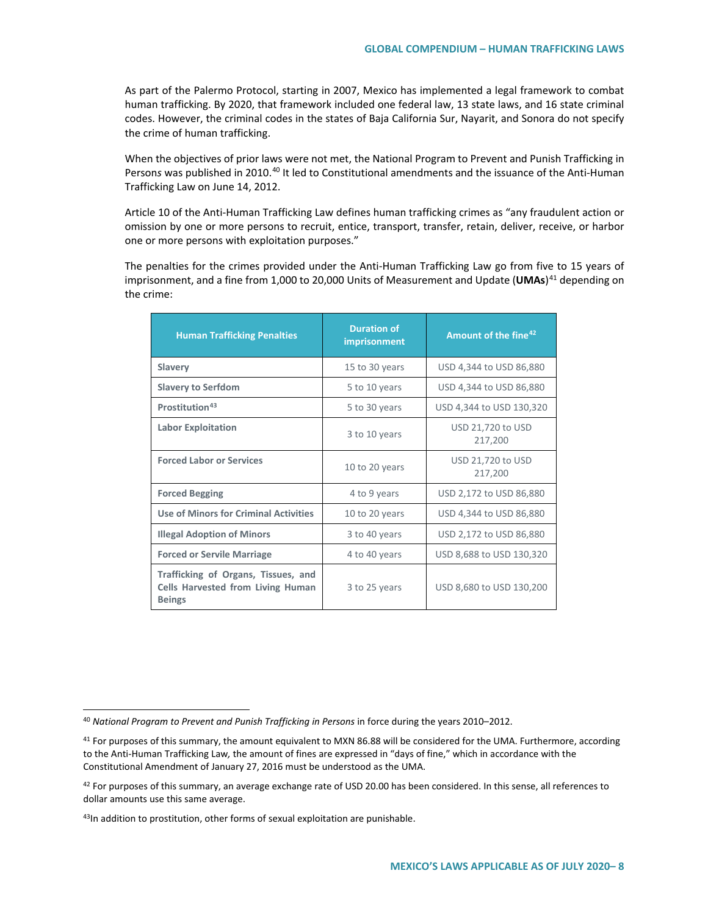As part of the Palermo Protocol, starting in 2007, Mexico has implemented a legal framework to combat human trafficking. By 2020, that framework included one federal law, 13 state laws, and 16 state criminal codes. However, the criminal codes in the states of Baja California Sur, Nayarit, and Sonora do not specify the crime of human trafficking.

When the objectives of prior laws were not met, the National Program to Prevent and Punish Trafficking in Persons was published in 2010.[40] It led to Constitutional amendments and the issuance of the Anti-Human Trafficking Law on June 14, 2012.

Article 10 of the Anti-Human Trafficking Law defines human trafficking crimes as "any fraudulent action or omission by one or more persons to recruit, entice, transport, transfer, retain, deliver, receive, or harbor one or more persons with exploitation purposes."

The penalties for the crimes provided under the Anti-Human Trafficking Law go from five to 15 years of imprisonment, and a fine from 1,000 to 20,000 Units of Measurement and Update (**UMAs**)[41] depending on the crime:

| Human Trafficking Penalties | Duration of imprisonment | Amount of the fine[42] |
|---|---|---|
| **Slavery** | 15 to 30 years | USD 4,344 to USD 86,880 |
| **Slavery to Serfdom** | 5 to 10 years | USD 4,344 to USD 86,880 |
| **Prostitution**[43] | 5 to 30 years | USD 4,344 to USD 130,320 |
| **Labor Exploitation** | 3 to 10 years | USD 21,720 to USD 217,200 |
| **Forced Labor or Services** | 10 to 20 years | USD 21,720 to USD 217,200 |
| **Forced Begging** | 4 to 9 years | USD 2,172 to USD 86,880 |
| **Use of Minors for Criminal Activities** | 10 to 20 years | USD 4,344 to USD 86,880 |
| **Illegal Adoption of Minors** | 3 to 40 years | USD 2,172 to USD 86,880 |
| **Forced or Servile Marriage** | 4 to 40 years | USD 8,688 to USD 130,320 |
| **Trafficking of Organs, Tissues, and Cells Harvested from Living Human Beings** | 3 to 25 years | USD 8,680 to USD 130,200 |

[40] *National Program to Prevent and Punish Trafficking in Persons* in force during the years 2010–2012.

[41] For purposes of this summary, the amount equivalent to MXN 86.88 will be considered for the UMA. Furthermore, according to the Anti-Human Trafficking Law, the amount of fines are expressed in "days of fine," which in accordance with the Constitutional Amendment of January 27, 2016 must be understood as the UMA.

[42] For purposes of this summary, an average exchange rate of USD 20.00 has been considered. In this sense, all references to dollar amounts use this same average.

[43] In addition to prostitution, other forms of sexual exploitation are punishable.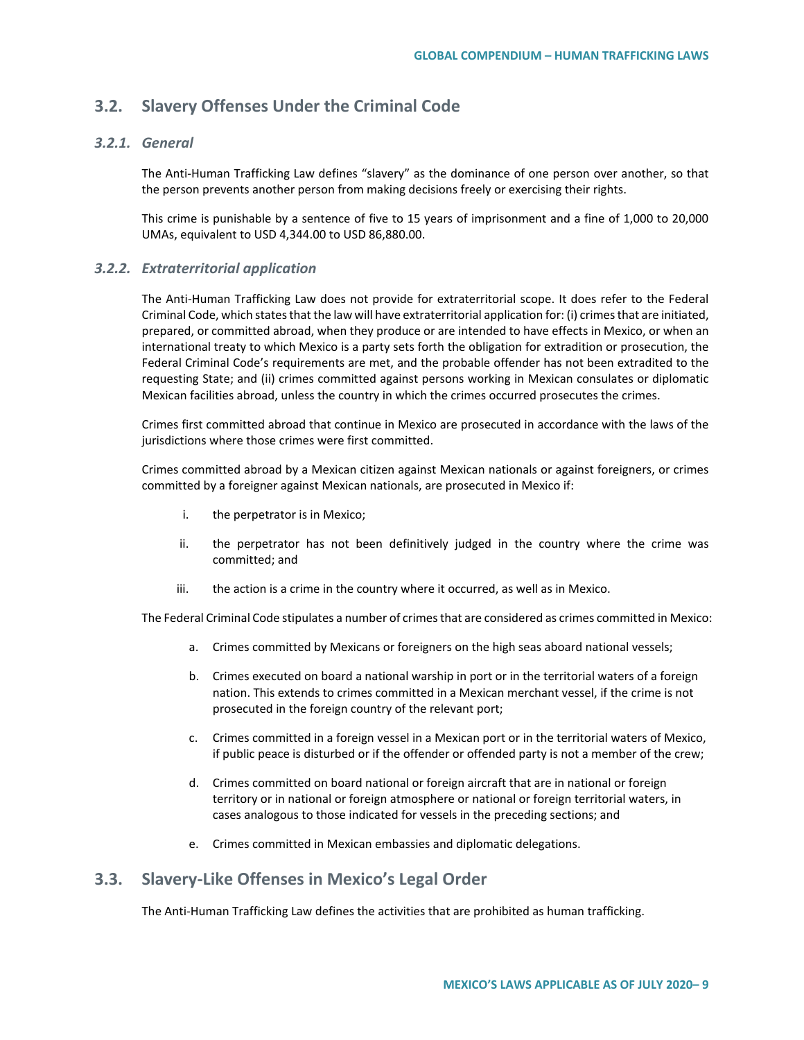## 3.2. Slavery Offenses Under the Criminal Code

### *3.2.1. General*

The Anti-Human Trafficking Law defines "slavery" as the dominance of one person over another, so that the person prevents another person from making decisions freely or exercising their rights.

This crime is punishable by a sentence of five to 15 years of imprisonment and a fine of 1,000 to 20,000 UMAs, equivalent to USD 4,344.00 to USD 86,880.00.

### *3.2.2. Extraterritorial application*

The Anti-Human Trafficking Law does not provide for extraterritorial scope. It does refer to the Federal Criminal Code, which states that the law will have extraterritorial application for: (i) crimes that are initiated, prepared, or committed abroad, when they produce or are intended to have effects in Mexico, or when an international treaty to which Mexico is a party sets forth the obligation for extradition or prosecution, the Federal Criminal Code's requirements are met, and the probable offender has not been extradited to the requesting State; and (ii) crimes committed against persons working in Mexican consulates or diplomatic Mexican facilities abroad, unless the country in which the crimes occurred prosecutes the crimes.

Crimes first committed abroad that continue in Mexico are prosecuted in accordance with the laws of the jurisdictions where those crimes were first committed.

Crimes committed abroad by a Mexican citizen against Mexican nationals or against foreigners, or crimes committed by a foreigner against Mexican nationals, are prosecuted in Mexico if:

i. the perpetrator is in Mexico;

ii. the perpetrator has not been definitively judged in the country where the crime was committed; and

iii. the action is a crime in the country where it occurred, as well as in Mexico.

The Federal Criminal Code stipulates a number of crimes that are considered as crimes committed in Mexico:

a. Crimes committed by Mexicans or foreigners on the high seas aboard national vessels;

b. Crimes executed on board a national warship in port or in the territorial waters of a foreign nation. This extends to crimes committed in a Mexican merchant vessel, if the crime is not prosecuted in the foreign country of the relevant port;

c. Crimes committed in a foreign vessel in a Mexican port or in the territorial waters of Mexico, if public peace is disturbed or if the offender or offended party is not a member of the crew;

d. Crimes committed on board national or foreign aircraft that are in national or foreign territory or in national or foreign atmosphere or national or foreign territorial waters, in cases analogous to those indicated for vessels in the preceding sections; and

e. Crimes committed in Mexican embassies and diplomatic delegations.

## 3.3. Slavery-Like Offenses in Mexico's Legal Order

The Anti-Human Trafficking Law defines the activities that are prohibited as human trafficking.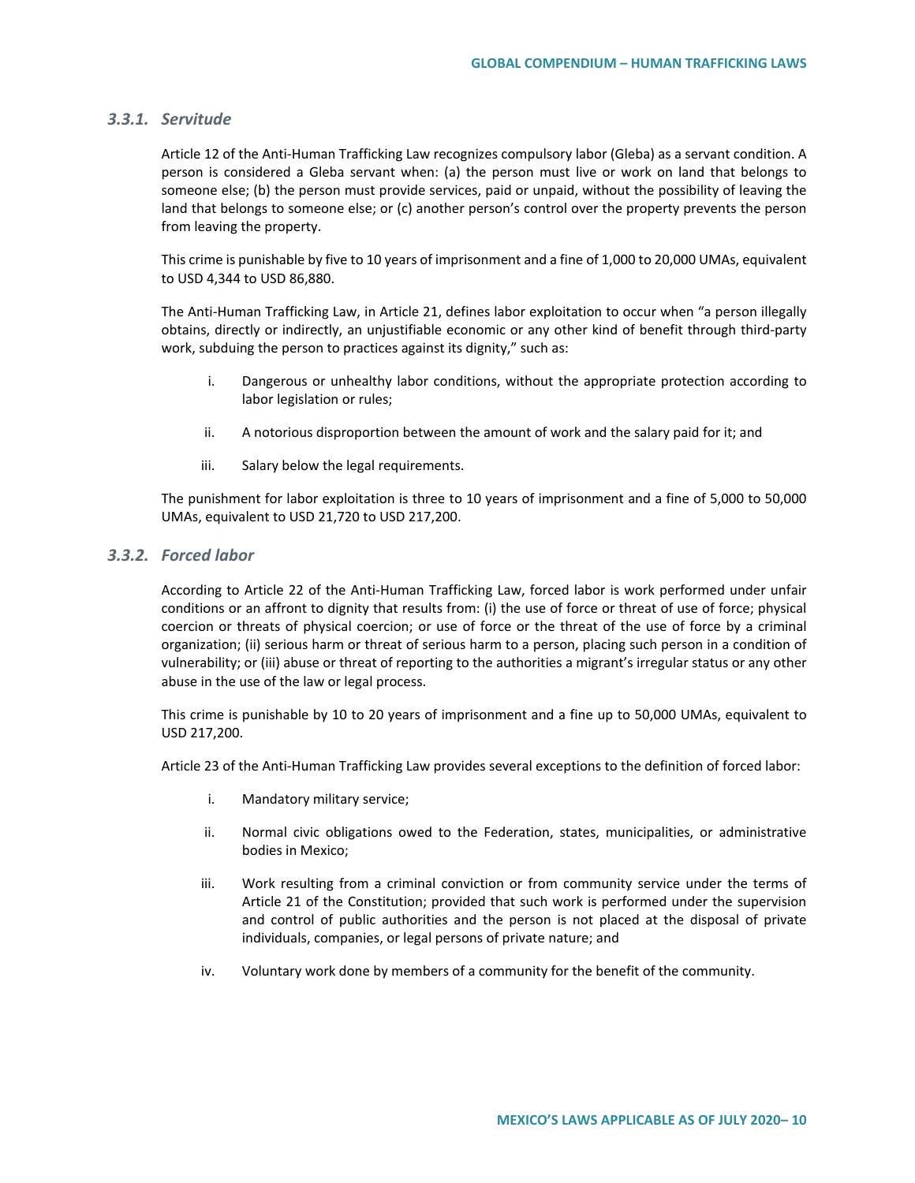### *3.3.1. Servitude*

Article 12 of the Anti-Human Trafficking Law recognizes compulsory labor (Gleba) as a servant condition. A person is considered a Gleba servant when: (a) the person must live or work on land that belongs to someone else; (b) the person must provide services, paid or unpaid, without the possibility of leaving the land that belongs to someone else; or (c) another person's control over the property prevents the person from leaving the property.

This crime is punishable by five to 10 years of imprisonment and a fine of 1,000 to 20,000 UMAs, equivalent to USD 4,344 to USD 86,880.

The Anti-Human Trafficking Law, in Article 21, defines labor exploitation to occur when "a person illegally obtains, directly or indirectly, an unjustifiable economic or any other kind of benefit through third-party work, subduing the person to practices against its dignity," such as:

i. Dangerous or unhealthy labor conditions, without the appropriate protection according to labor legislation or rules;

ii. A notorious disproportion between the amount of work and the salary paid for it; and

iii. Salary below the legal requirements.

The punishment for labor exploitation is three to 10 years of imprisonment and a fine of 5,000 to 50,000 UMAs, equivalent to USD 21,720 to USD 217,200.

### *3.3.2. Forced labor*

According to Article 22 of the Anti-Human Trafficking Law, forced labor is work performed under unfair conditions or an affront to dignity that results from: (i) the use of force or threat of use of force; physical coercion or threats of physical coercion; or use of force or the threat of the use of force by a criminal organization; (ii) serious harm or threat of serious harm to a person, placing such person in a condition of vulnerability; or (iii) abuse or threat of reporting to the authorities a migrant's irregular status or any other abuse in the use of the law or legal process.

This crime is punishable by 10 to 20 years of imprisonment and a fine up to 50,000 UMAs, equivalent to USD 217,200.

Article 23 of the Anti-Human Trafficking Law provides several exceptions to the definition of forced labor:

i. Mandatory military service;

ii. Normal civic obligations owed to the Federation, states, municipalities, or administrative bodies in Mexico;

iii. Work resulting from a criminal conviction or from community service under the terms of Article 21 of the Constitution; provided that such work is performed under the supervision and control of public authorities and the person is not placed at the disposal of private individuals, companies, or legal persons of private nature; and

iv. Voluntary work done by members of a community for the benefit of the community.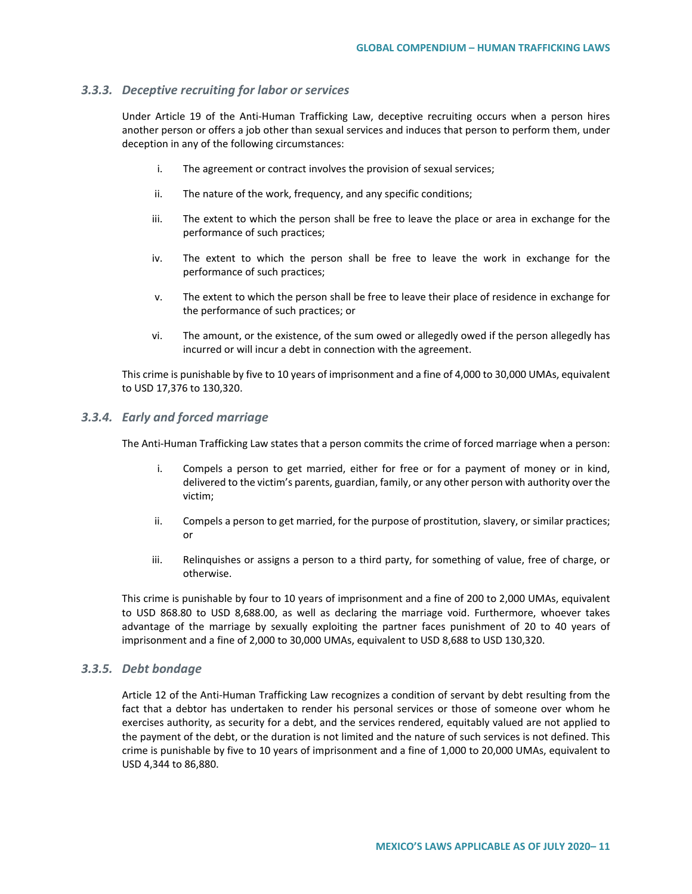### *3.3.3. Deceptive recruiting for labor or services*

Under Article 19 of the Anti-Human Trafficking Law, deceptive recruiting occurs when a person hires another person or offers a job other than sexual services and induces that person to perform them, under deception in any of the following circumstances:

i. The agreement or contract involves the provision of sexual services;

ii. The nature of the work, frequency, and any specific conditions;

iii. The extent to which the person shall be free to leave the place or area in exchange for the performance of such practices;

iv. The extent to which the person shall be free to leave the work in exchange for the performance of such practices;

v. The extent to which the person shall be free to leave their place of residence in exchange for the performance of such practices; or

vi. The amount, or the existence, of the sum owed or allegedly owed if the person allegedly has incurred or will incur a debt in connection with the agreement.

This crime is punishable by five to 10 years of imprisonment and a fine of 4,000 to 30,000 UMAs, equivalent to USD 17,376 to 130,320.

### *3.3.4. Early and forced marriage*

The Anti-Human Trafficking Law states that a person commits the crime of forced marriage when a person:

i. Compels a person to get married, either for free or for a payment of money or in kind, delivered to the victim's parents, guardian, family, or any other person with authority over the victim;

ii. Compels a person to get married, for the purpose of prostitution, slavery, or similar practices; or

iii. Relinquishes or assigns a person to a third party, for something of value, free of charge, or otherwise.

This crime is punishable by four to 10 years of imprisonment and a fine of 200 to 2,000 UMAs, equivalent to USD 868.80 to USD 8,688.00, as well as declaring the marriage void. Furthermore, whoever takes advantage of the marriage by sexually exploiting the partner faces punishment of 20 to 40 years of imprisonment and a fine of 2,000 to 30,000 UMAs, equivalent to USD 8,688 to USD 130,320.

### *3.3.5. Debt bondage*

Article 12 of the Anti-Human Trafficking Law recognizes a condition of servant by debt resulting from the fact that a debtor has undertaken to render his personal services or those of someone over whom he exercises authority, as security for a debt, and the services rendered, equitably valued are not applied to the payment of the debt, or the duration is not limited and the nature of such services is not defined. This crime is punishable by five to 10 years of imprisonment and a fine of 1,000 to 20,000 UMAs, equivalent to USD 4,344 to 86,880.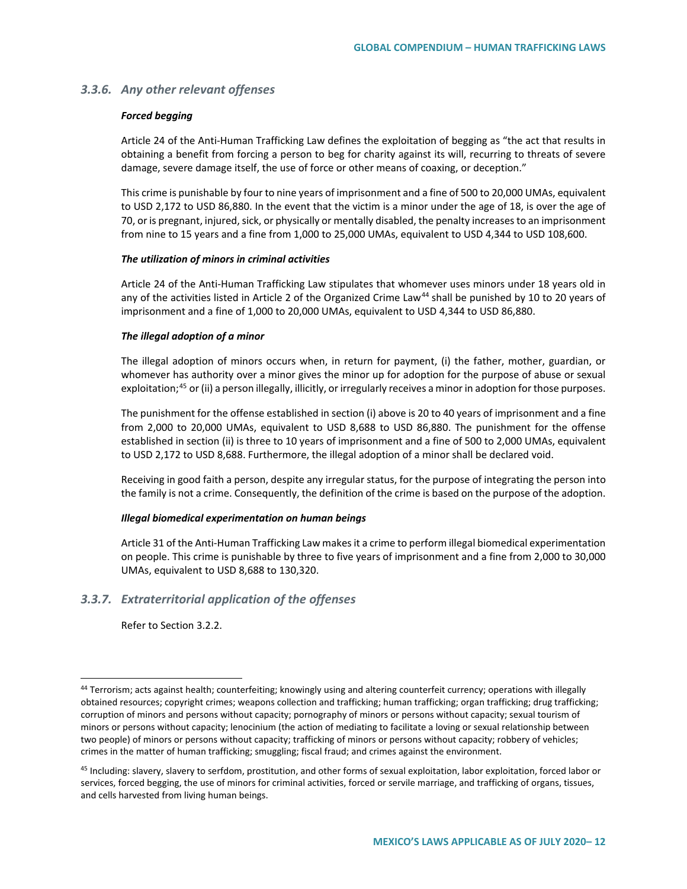### 3.3.6. Any other relevant offenses

***Forced begging***

Article 24 of the Anti-Human Trafficking Law defines the exploitation of begging as "the act that results in obtaining a benefit from forcing a person to beg for charity against its will, recurring to threats of severe damage, severe damage itself, the use of force or other means of coaxing, or deception."

This crime is punishable by four to nine years of imprisonment and a fine of 500 to 20,000 UMAs, equivalent to USD 2,172 to USD 86,880. In the event that the victim is a minor under the age of 18, is over the age of 70, or is pregnant, injured, sick, or physically or mentally disabled, the penalty increases to an imprisonment from nine to 15 years and a fine from 1,000 to 25,000 UMAs, equivalent to USD 4,344 to USD 108,600.

***The utilization of minors in criminal activities***

Article 24 of the Anti-Human Trafficking Law stipulates that whomever uses minors under 18 years old in any of the activities listed in Article 2 of the Organized Crime Law[44] shall be punished by 10 to 20 years of imprisonment and a fine of 1,000 to 20,000 UMAs, equivalent to USD 4,344 to USD 86,880.

***The illegal adoption of a minor***

The illegal adoption of minors occurs when, in return for payment, (i) the father, mother, guardian, or whomever has authority over a minor gives the minor up for adoption for the purpose of abuse or sexual exploitation;[45] or (ii) a person illegally, illicitly, or irregularly receives a minor in adoption for those purposes.

The punishment for the offense established in section (i) above is 20 to 40 years of imprisonment and a fine from 2,000 to 20,000 UMAs, equivalent to USD 8,688 to USD 86,880. The punishment for the offense established in section (ii) is three to 10 years of imprisonment and a fine of 500 to 2,000 UMAs, equivalent to USD 2,172 to USD 8,688. Furthermore, the illegal adoption of a minor shall be declared void.

Receiving in good faith a person, despite any irregular status, for the purpose of integrating the person into the family is not a crime. Consequently, the definition of the crime is based on the purpose of the adoption.

***Illegal biomedical experimentation on human beings***

Article 31 of the Anti-Human Trafficking Law makes it a crime to perform illegal biomedical experimentation on people. This crime is punishable by three to five years of imprisonment and a fine from 2,000 to 30,000 UMAs, equivalent to USD 8,688 to 130,320.

### 3.3.7. Extraterritorial application of the offenses

Refer to Section 3.2.2.

---

[44] Terrorism; acts against health; counterfeiting; knowingly using and altering counterfeit currency; operations with illegally obtained resources; copyright crimes; weapons collection and trafficking; human trafficking; organ trafficking; drug trafficking; corruption of minors and persons without capacity; pornography of minors or persons without capacity; sexual tourism of minors or persons without capacity; lenocinium (the action of mediating to facilitate a loving or sexual relationship between two people) of minors or persons without capacity; trafficking of minors or persons without capacity; robbery of vehicles; crimes in the matter of human trafficking; smuggling; fiscal fraud; and crimes against the environment.

[45] Including: slavery, slavery to serfdom, prostitution, and other forms of sexual exploitation, labor exploitation, forced labor or services, forced begging, the use of minors for criminal activities, forced or servile marriage, and trafficking of organs, tissues, and cells harvested from living human beings.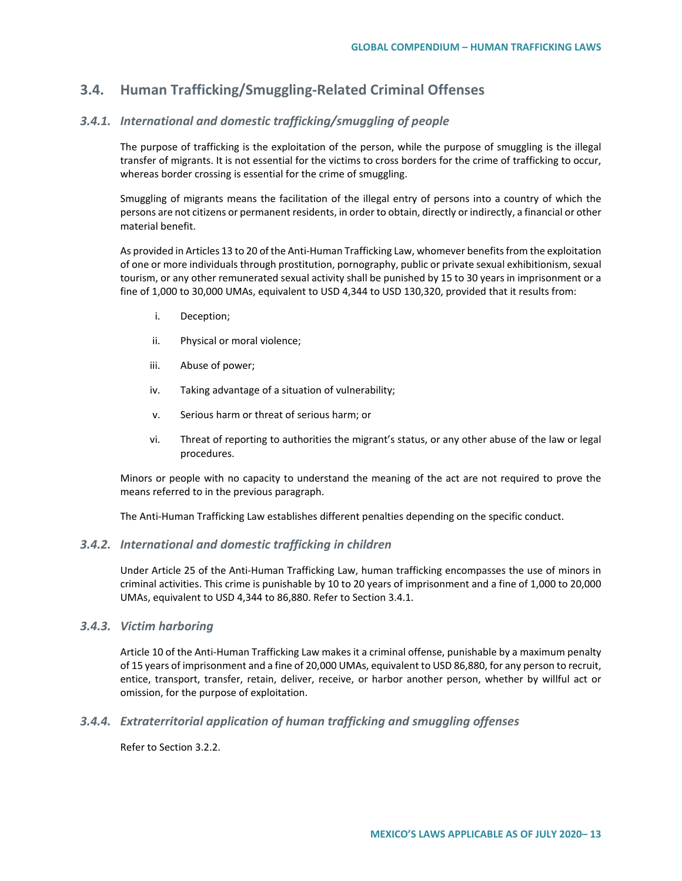## 3.4. Human Trafficking/Smuggling-Related Criminal Offenses

### 3.4.1. *International and domestic trafficking/smuggling of people*

The purpose of trafficking is the exploitation of the person, while the purpose of smuggling is the illegal transfer of migrants. It is not essential for the victims to cross borders for the crime of trafficking to occur, whereas border crossing is essential for the crime of smuggling.

Smuggling of migrants means the facilitation of the illegal entry of persons into a country of which the persons are not citizens or permanent residents, in order to obtain, directly or indirectly, a financial or other material benefit.

As provided in Articles 13 to 20 of the Anti-Human Trafficking Law, whomever benefits from the exploitation of one or more individuals through prostitution, pornography, public or private sexual exhibitionism, sexual tourism, or any other remunerated sexual activity shall be punished by 15 to 30 years in imprisonment or a fine of 1,000 to 30,000 UMAs, equivalent to USD 4,344 to USD 130,320, provided that it results from:

i. Deception;

ii. Physical or moral violence;

iii. Abuse of power;

iv. Taking advantage of a situation of vulnerability;

v. Serious harm or threat of serious harm; or

vi. Threat of reporting to authorities the migrant's status, or any other abuse of the law or legal procedures.

Minors or people with no capacity to understand the meaning of the act are not required to prove the means referred to in the previous paragraph.

The Anti-Human Trafficking Law establishes different penalties depending on the specific conduct.

### 3.4.2. *International and domestic trafficking in children*

Under Article 25 of the Anti-Human Trafficking Law, human trafficking encompasses the use of minors in criminal activities. This crime is punishable by 10 to 20 years of imprisonment and a fine of 1,000 to 20,000 UMAs, equivalent to USD 4,344 to 86,880. Refer to Section 3.4.1.

### 3.4.3. *Victim harboring*

Article 10 of the Anti-Human Trafficking Law makes it a criminal offense, punishable by a maximum penalty of 15 years of imprisonment and a fine of 20,000 UMAs, equivalent to USD 86,880, for any person to recruit, entice, transport, transfer, retain, deliver, receive, or harbor another person, whether by willful act or omission, for the purpose of exploitation.

### 3.4.4. *Extraterritorial application of human trafficking and smuggling offenses*

Refer to Section 3.2.2.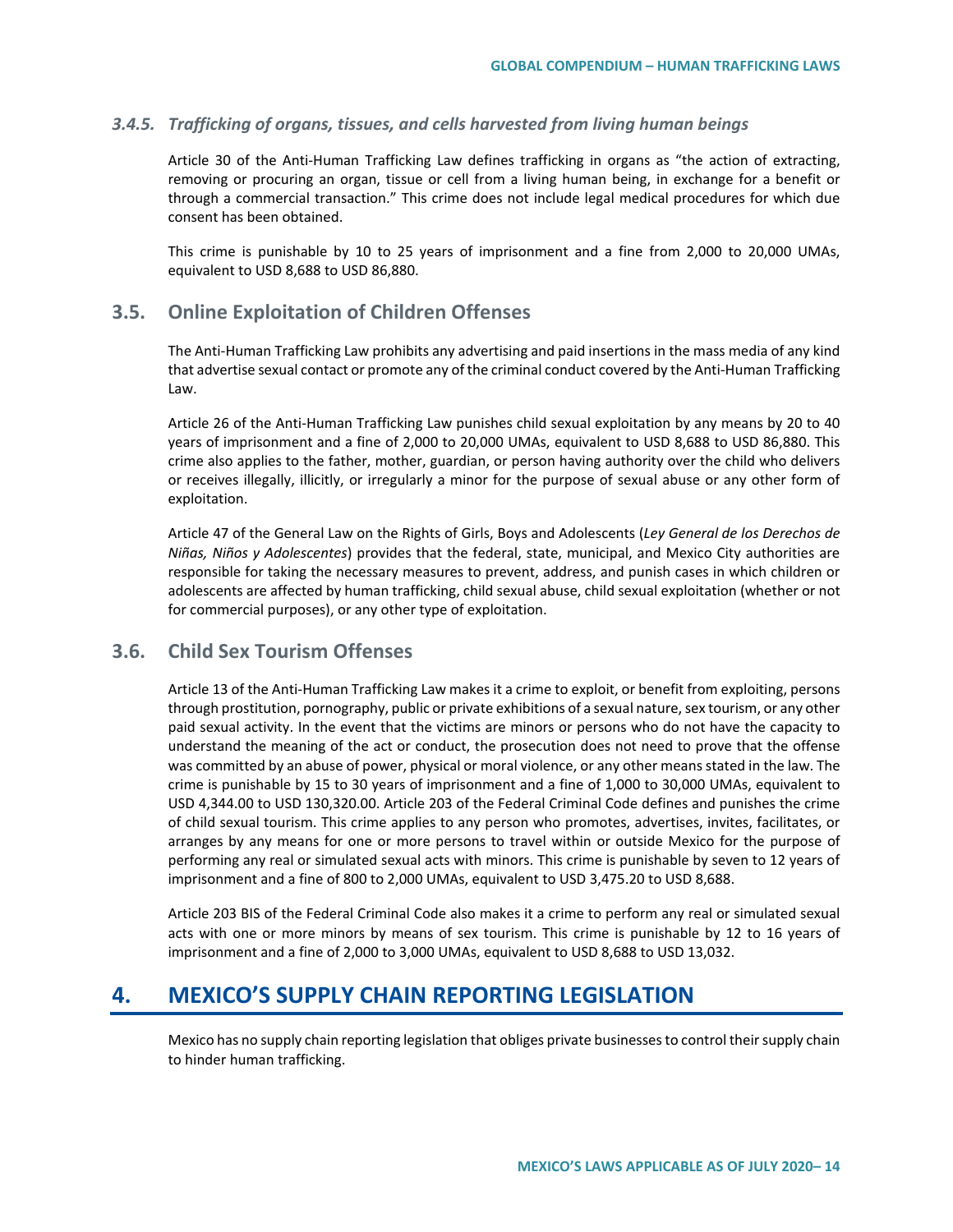#### *3.4.5. Trafficking of organs, tissues, and cells harvested from living human beings*

Article 30 of the Anti-Human Trafficking Law defines trafficking in organs as "the action of extracting, removing or procuring an organ, tissue or cell from a living human being, in exchange for a benefit or through a commercial transaction." This crime does not include legal medical procedures for which due consent has been obtained.

This crime is punishable by 10 to 25 years of imprisonment and a fine from 2,000 to 20,000 UMAs, equivalent to USD 8,688 to USD 86,880.

### 3.5. Online Exploitation of Children Offenses

The Anti-Human Trafficking Law prohibits any advertising and paid insertions in the mass media of any kind that advertise sexual contact or promote any of the criminal conduct covered by the Anti-Human Trafficking Law.

Article 26 of the Anti-Human Trafficking Law punishes child sexual exploitation by any means by 20 to 40 years of imprisonment and a fine of 2,000 to 20,000 UMAs, equivalent to USD 8,688 to USD 86,880. This crime also applies to the father, mother, guardian, or person having authority over the child who delivers or receives illegally, illicitly, or irregularly a minor for the purpose of sexual abuse or any other form of exploitation.

Article 47 of the General Law on the Rights of Girls, Boys and Adolescents (*Ley General de los Derechos de Niñas, Niños y Adolescentes*) provides that the federal, state, municipal, and Mexico City authorities are responsible for taking the necessary measures to prevent, address, and punish cases in which children or adolescents are affected by human trafficking, child sexual abuse, child sexual exploitation (whether or not for commercial purposes), or any other type of exploitation.

### 3.6. Child Sex Tourism Offenses

Article 13 of the Anti-Human Trafficking Law makes it a crime to exploit, or benefit from exploiting, persons through prostitution, pornography, public or private exhibitions of a sexual nature, sex tourism, or any other paid sexual activity. In the event that the victims are minors or persons who do not have the capacity to understand the meaning of the act or conduct, the prosecution does not need to prove that the offense was committed by an abuse of power, physical or moral violence, or any other means stated in the law. The crime is punishable by 15 to 30 years of imprisonment and a fine of 1,000 to 30,000 UMAs, equivalent to USD 4,344.00 to USD 130,320.00. Article 203 of the Federal Criminal Code defines and punishes the crime of child sexual tourism. This crime applies to any person who promotes, advertises, invites, facilitates, or arranges by any means for one or more persons to travel within or outside Mexico for the purpose of performing any real or simulated sexual acts with minors. This crime is punishable by seven to 12 years of imprisonment and a fine of 800 to 2,000 UMAs, equivalent to USD 3,475.20 to USD 8,688.

Article 203 BIS of the Federal Criminal Code also makes it a crime to perform any real or simulated sexual acts with one or more minors by means of sex tourism. This crime is punishable by 12 to 16 years of imprisonment and a fine of 2,000 to 3,000 UMAs, equivalent to USD 8,688 to USD 13,032.

## 4. MEXICO'S SUPPLY CHAIN REPORTING LEGISLATION

Mexico has no supply chain reporting legislation that obliges private businesses to control their supply chain to hinder human trafficking.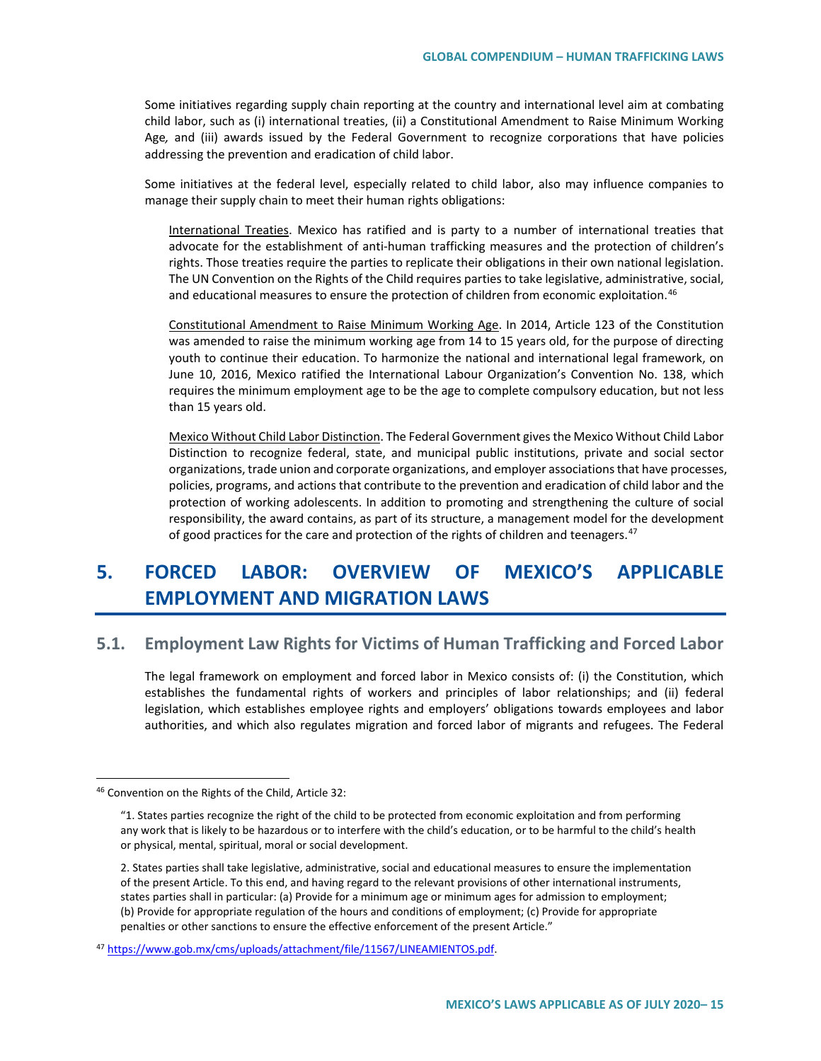Some initiatives regarding supply chain reporting at the country and international level aim at combating child labor, such as (i) international treaties, (ii) a Constitutional Amendment to Raise Minimum Working Age, and (iii) awards issued by the Federal Government to recognize corporations that have policies addressing the prevention and eradication of child labor.

Some initiatives at the federal level, especially related to child labor, also may influence companies to manage their supply chain to meet their human rights obligations:

International Treaties. Mexico has ratified and is party to a number of international treaties that advocate for the establishment of anti-human trafficking measures and the protection of children's rights. Those treaties require the parties to replicate their obligations in their own national legislation. The UN Convention on the Rights of the Child requires parties to take legislative, administrative, social, and educational measures to ensure the protection of children from economic exploitation.[46]

Constitutional Amendment to Raise Minimum Working Age. In 2014, Article 123 of the Constitution was amended to raise the minimum working age from 14 to 15 years old, for the purpose of directing youth to continue their education. To harmonize the national and international legal framework, on June 10, 2016, Mexico ratified the International Labour Organization's Convention No. 138, which requires the minimum employment age to be the age to complete compulsory education, but not less than 15 years old.

Mexico Without Child Labor Distinction. The Federal Government gives the Mexico Without Child Labor Distinction to recognize federal, state, and municipal public institutions, private and social sector organizations, trade union and corporate organizations, and employer associations that have processes, policies, programs, and actions that contribute to the prevention and eradication of child labor and the protection of working adolescents. In addition to promoting and strengthening the culture of social responsibility, the award contains, as part of its structure, a management model for the development of good practices for the care and protection of the rights of children and teenagers.[47]

# 5. FORCED LABOR: OVERVIEW OF MEXICO'S APPLICABLE EMPLOYMENT AND MIGRATION LAWS

## 5.1. Employment Law Rights for Victims of Human Trafficking and Forced Labor

The legal framework on employment and forced labor in Mexico consists of: (i) the Constitution, which establishes the fundamental rights of workers and principles of labor relationships; and (ii) federal legislation, which establishes employee rights and employers' obligations towards employees and labor authorities, and which also regulates migration and forced labor of migrants and refugees. The Federal

---

[46] Convention on the Rights of the Child, Article 32:

"1. States parties recognize the right of the child to be protected from economic exploitation and from performing any work that is likely to be hazardous or to interfere with the child's education, or to be harmful to the child's health or physical, mental, spiritual, moral or social development.

2. States parties shall take legislative, administrative, social and educational measures to ensure the implementation of the present Article. To this end, and having regard to the relevant provisions of other international instruments, states parties shall in particular: (a) Provide for a minimum age or minimum ages for admission to employment; (b) Provide for appropriate regulation of the hours and conditions of employment; (c) Provide for appropriate penalties or other sanctions to ensure the effective enforcement of the present Article."

[47] https://www.gob.mx/cms/uploads/attachment/file/11567/LINEAMIENTOS.pdf.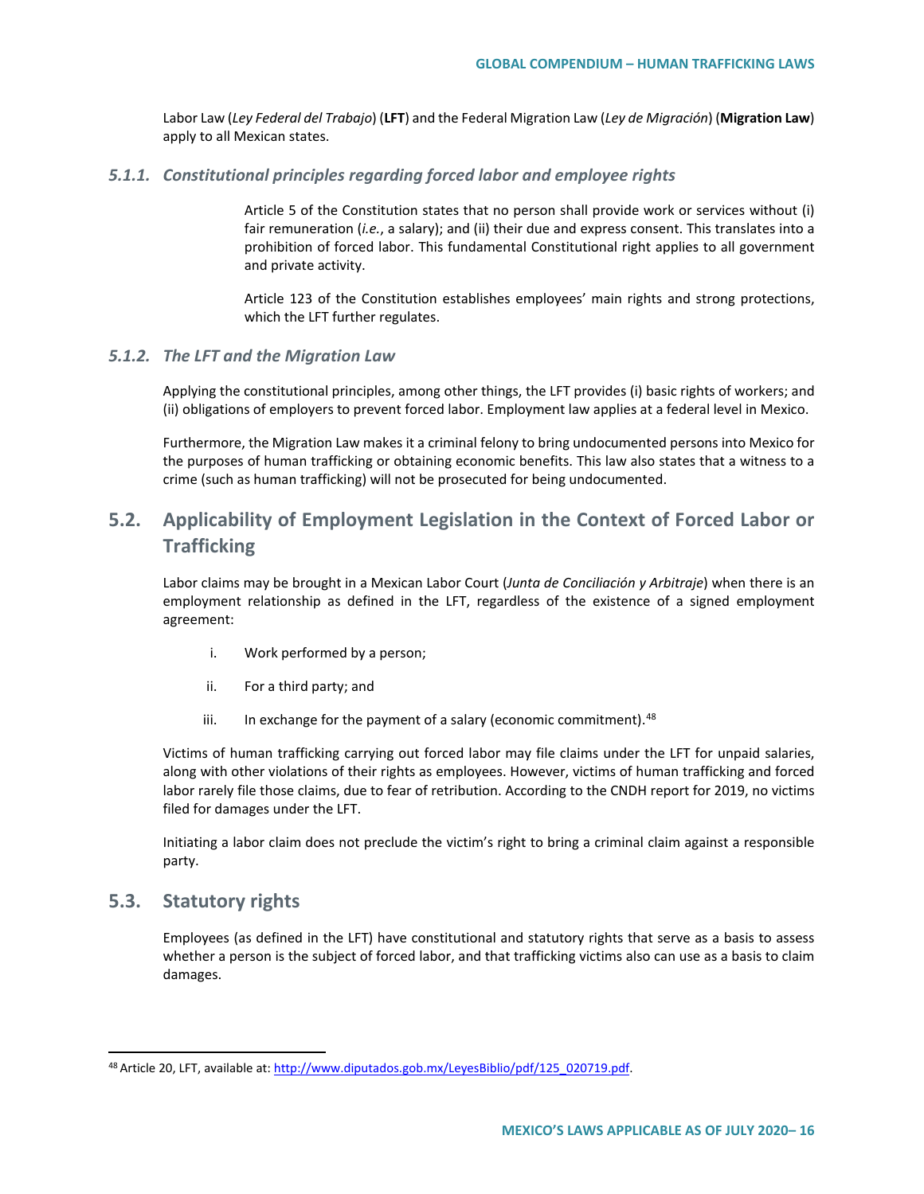Labor Law (*Ley Federal del Trabajo*) (**LFT**) and the Federal Migration Law (*Ley de Migración*) (**Migration Law**) apply to all Mexican states.

### *5.1.1. Constitutional principles regarding forced labor and employee rights*

Article 5 of the Constitution states that no person shall provide work or services without (i) fair remuneration (*i.e.*, a salary); and (ii) their due and express consent. This translates into a prohibition of forced labor. This fundamental Constitutional right applies to all government and private activity.

Article 123 of the Constitution establishes employees' main rights and strong protections, which the LFT further regulates.

### *5.1.2. The LFT and the Migration Law*

Applying the constitutional principles, among other things, the LFT provides (i) basic rights of workers; and (ii) obligations of employers to prevent forced labor. Employment law applies at a federal level in Mexico.

Furthermore, the Migration Law makes it a criminal felony to bring undocumented persons into Mexico for the purposes of human trafficking or obtaining economic benefits. This law also states that a witness to a crime (such as human trafficking) will not be prosecuted for being undocumented.

## 5.2. Applicability of Employment Legislation in the Context of Forced Labor or Trafficking

Labor claims may be brought in a Mexican Labor Court (*Junta de Conciliación y Arbitraje*) when there is an employment relationship as defined in the LFT, regardless of the existence of a signed employment agreement:

i. Work performed by a person;

ii. For a third party; and

iii. In exchange for the payment of a salary (economic commitment).[48]

Victims of human trafficking carrying out forced labor may file claims under the LFT for unpaid salaries, along with other violations of their rights as employees. However, victims of human trafficking and forced labor rarely file those claims, due to fear of retribution. According to the CNDH report for 2019, no victims filed for damages under the LFT.

Initiating a labor claim does not preclude the victim's right to bring a criminal claim against a responsible party.

## 5.3. Statutory rights

Employees (as defined in the LFT) have constitutional and statutory rights that serve as a basis to assess whether a person is the subject of forced labor, and that trafficking victims also can use as a basis to claim damages.

---

[48] Article 20, LFT, available at: http://www.diputados.gob.mx/LeyesBiblio/pdf/125_020719.pdf.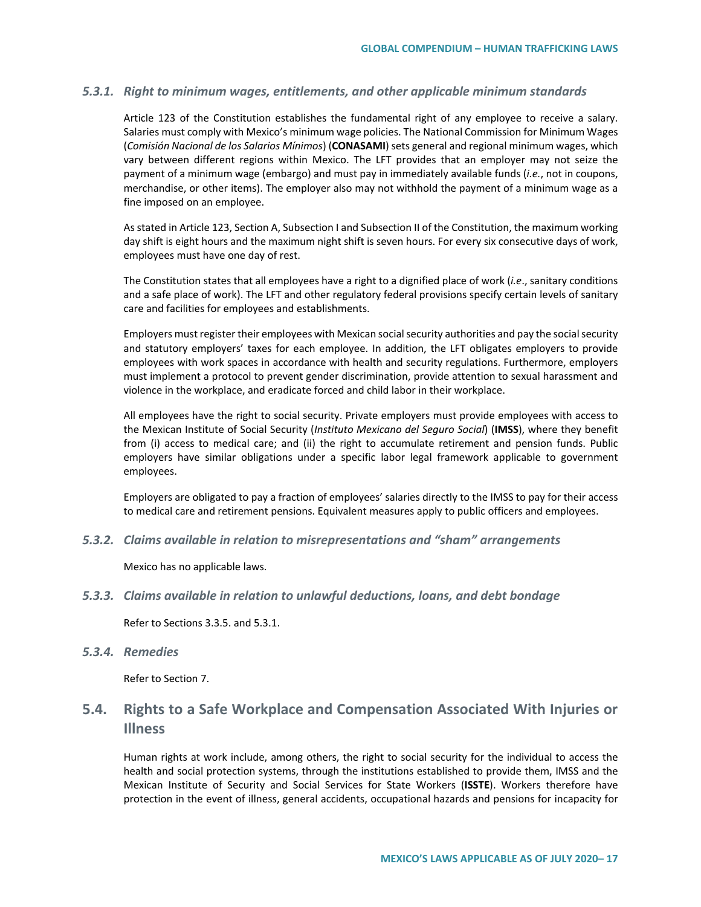#### *5.3.1. Right to minimum wages, entitlements, and other applicable minimum standards*

Article 123 of the Constitution establishes the fundamental right of any employee to receive a salary. Salaries must comply with Mexico's minimum wage policies. The National Commission for Minimum Wages (*Comisión Nacional de los Salarios Mínimos*) (**CONASAMI**) sets general and regional minimum wages, which vary between different regions within Mexico. The LFT provides that an employer may not seize the payment of a minimum wage (embargo) and must pay in immediately available funds (*i.e.*, not in coupons, merchandise, or other items). The employer also may not withhold the payment of a minimum wage as a fine imposed on an employee.

As stated in Article 123, Section A, Subsection I and Subsection II of the Constitution, the maximum working day shift is eight hours and the maximum night shift is seven hours. For every six consecutive days of work, employees must have one day of rest.

The Constitution states that all employees have a right to a dignified place of work (*i.e*., sanitary conditions and a safe place of work). The LFT and other regulatory federal provisions specify certain levels of sanitary care and facilities for employees and establishments.

Employers must register their employees with Mexican social security authorities and pay the social security and statutory employers' taxes for each employee. In addition, the LFT obligates employers to provide employees with work spaces in accordance with health and security regulations. Furthermore, employers must implement a protocol to prevent gender discrimination, provide attention to sexual harassment and violence in the workplace, and eradicate forced and child labor in their workplace.

All employees have the right to social security. Private employers must provide employees with access to the Mexican Institute of Social Security (*Instituto Mexicano del Seguro Social*) (**IMSS**), where they benefit from (i) access to medical care; and (ii) the right to accumulate retirement and pension funds. Public employers have similar obligations under a specific labor legal framework applicable to government employees.

Employers are obligated to pay a fraction of employees' salaries directly to the IMSS to pay for their access to medical care and retirement pensions. Equivalent measures apply to public officers and employees.

#### *5.3.2. Claims available in relation to misrepresentations and "sham" arrangements*

Mexico has no applicable laws.

#### *5.3.3. Claims available in relation to unlawful deductions, loans, and debt bondage*

Refer to Sections 3.3.5. and 5.3.1.

#### *5.3.4. Remedies*

Refer to Section 7.

## 5.4. Rights to a Safe Workplace and Compensation Associated With Injuries or Illness

Human rights at work include, among others, the right to social security for the individual to access the health and social protection systems, through the institutions established to provide them, IMSS and the Mexican Institute of Security and Social Services for State Workers (**ISSTE**). Workers therefore have protection in the event of illness, general accidents, occupational hazards and pensions for incapacity for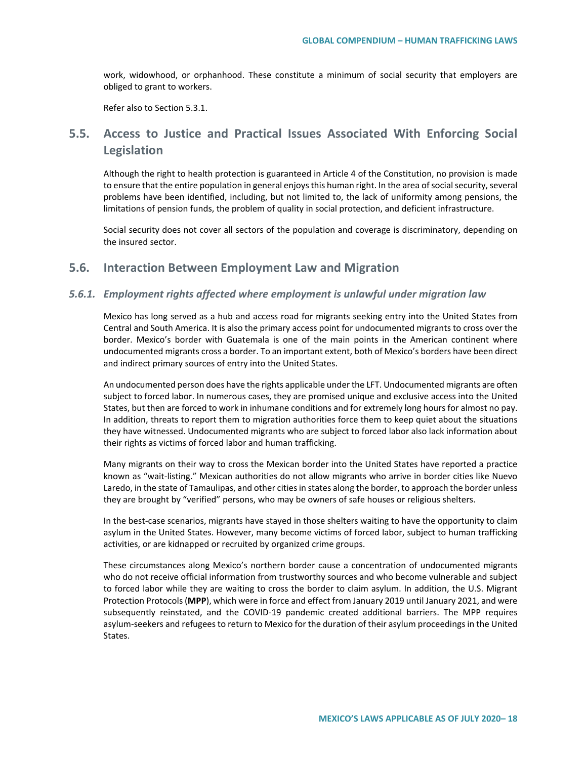work, widowhood, or orphanhood. These constitute a minimum of social security that employers are obliged to grant to workers.

Refer also to Section 5.3.1.

## 5.5. Access to Justice and Practical Issues Associated With Enforcing Social Legislation

Although the right to health protection is guaranteed in Article 4 of the Constitution, no provision is made to ensure that the entire population in general enjoys this human right. In the area of social security, several problems have been identified, including, but not limited to, the lack of uniformity among pensions, the limitations of pension funds, the problem of quality in social protection, and deficient infrastructure.

Social security does not cover all sectors of the population and coverage is discriminatory, depending on the insured sector.

## 5.6. Interaction Between Employment Law and Migration

### *5.6.1. Employment rights affected where employment is unlawful under migration law*

Mexico has long served as a hub and access road for migrants seeking entry into the United States from Central and South America. It is also the primary access point for undocumented migrants to cross over the border. Mexico's border with Guatemala is one of the main points in the American continent where undocumented migrants cross a border. To an important extent, both of Mexico's borders have been direct and indirect primary sources of entry into the United States.

An undocumented person does have the rights applicable under the LFT. Undocumented migrants are often subject to forced labor. In numerous cases, they are promised unique and exclusive access into the United States, but then are forced to work in inhumane conditions and for extremely long hours for almost no pay. In addition, threats to report them to migration authorities force them to keep quiet about the situations they have witnessed. Undocumented migrants who are subject to forced labor also lack information about their rights as victims of forced labor and human trafficking.

Many migrants on their way to cross the Mexican border into the United States have reported a practice known as "wait-listing." Mexican authorities do not allow migrants who arrive in border cities like Nuevo Laredo, in the state of Tamaulipas, and other cities in states along the border, to approach the border unless they are brought by "verified" persons, who may be owners of safe houses or religious shelters.

In the best-case scenarios, migrants have stayed in those shelters waiting to have the opportunity to claim asylum in the United States. However, many become victims of forced labor, subject to human trafficking activities, or are kidnapped or recruited by organized crime groups.

These circumstances along Mexico's northern border cause a concentration of undocumented migrants who do not receive official information from trustworthy sources and who become vulnerable and subject to forced labor while they are waiting to cross the border to claim asylum. In addition, the U.S. Migrant Protection Protocols (**MPP**), which were in force and effect from January 2019 until January 2021, and were subsequently reinstated, and the COVID-19 pandemic created additional barriers. The MPP requires asylum-seekers and refugees to return to Mexico for the duration of their asylum proceedings in the United States.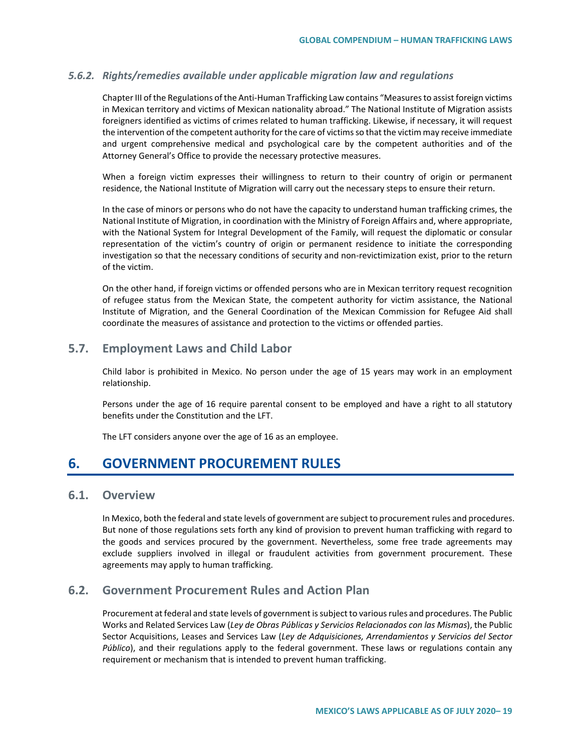### 5.6.2. *Rights/remedies available under applicable migration law and regulations*

Chapter III of the Regulations of the Anti-Human Trafficking Law contains "Measures to assist foreign victims in Mexican territory and victims of Mexican nationality abroad." The National Institute of Migration assists foreigners identified as victims of crimes related to human trafficking. Likewise, if necessary, it will request the intervention of the competent authority for the care of victims so that the victim may receive immediate and urgent comprehensive medical and psychological care by the competent authorities and of the Attorney General's Office to provide the necessary protective measures.

When a foreign victim expresses their willingness to return to their country of origin or permanent residence, the National Institute of Migration will carry out the necessary steps to ensure their return.

In the case of minors or persons who do not have the capacity to understand human trafficking crimes, the National Institute of Migration, in coordination with the Ministry of Foreign Affairs and, where appropriate, with the National System for Integral Development of the Family, will request the diplomatic or consular representation of the victim's country of origin or permanent residence to initiate the corresponding investigation so that the necessary conditions of security and non-revictimization exist, prior to the return of the victim.

On the other hand, if foreign victims or offended persons who are in Mexican territory request recognition of refugee status from the Mexican State, the competent authority for victim assistance, the National Institute of Migration, and the General Coordination of the Mexican Commission for Refugee Aid shall coordinate the measures of assistance and protection to the victims or offended parties.

## 5.7. Employment Laws and Child Labor

Child labor is prohibited in Mexico. No person under the age of 15 years may work in an employment relationship.

Persons under the age of 16 require parental consent to be employed and have a right to all statutory benefits under the Constitution and the LFT.

The LFT considers anyone over the age of 16 as an employee.

# 6. GOVERNMENT PROCUREMENT RULES

## 6.1. Overview

In Mexico, both the federal and state levels of government are subject to procurement rules and procedures. But none of those regulations sets forth any kind of provision to prevent human trafficking with regard to the goods and services procured by the government. Nevertheless, some free trade agreements may exclude suppliers involved in illegal or fraudulent activities from government procurement. These agreements may apply to human trafficking.

## 6.2. Government Procurement Rules and Action Plan

Procurement at federal and state levels of government is subject to various rules and procedures. The Public Works and Related Services Law (*Ley de Obras Públicas y Servicios Relacionados con las Mismas*), the Public Sector Acquisitions, Leases and Services Law (*Ley de Adquisiciones, Arrendamientos y Servicios del Sector Público*), and their regulations apply to the federal government. These laws or regulations contain any requirement or mechanism that is intended to prevent human trafficking.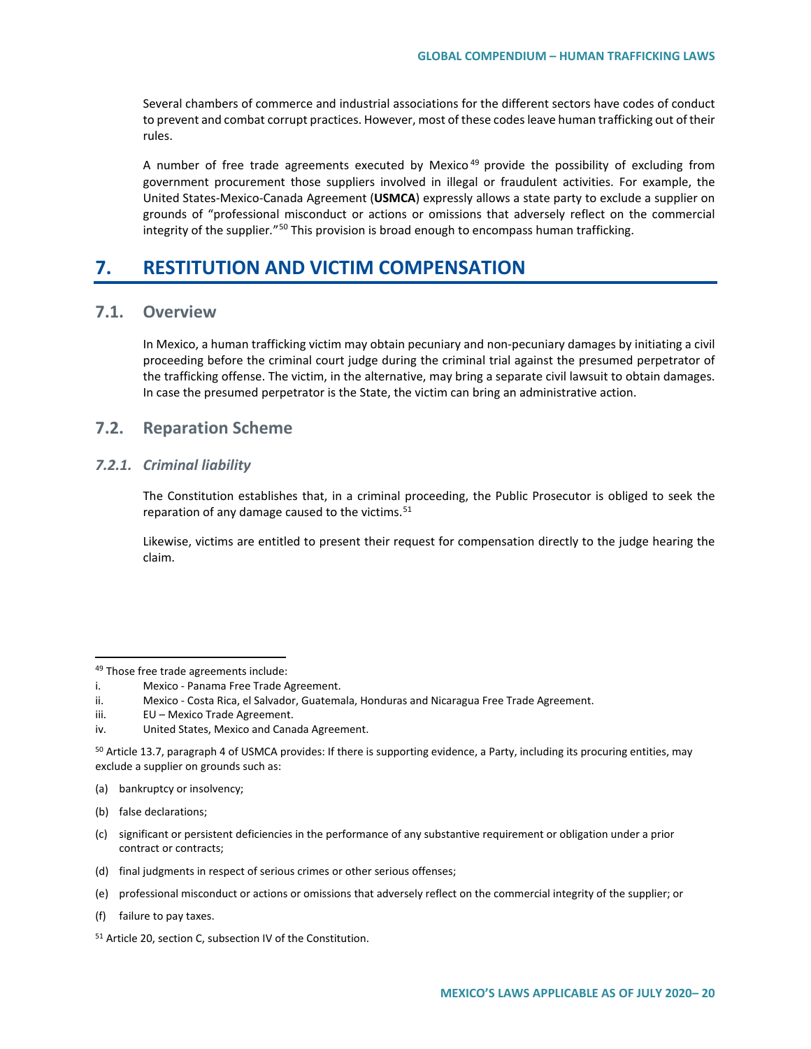Several chambers of commerce and industrial associations for the different sectors have codes of conduct to prevent and combat corrupt practices. However, most of these codes leave human trafficking out of their rules.

A number of free trade agreements executed by Mexico[49] provide the possibility of excluding from government procurement those suppliers involved in illegal or fraudulent activities. For example, the United States-Mexico-Canada Agreement (**USMCA**) expressly allows a state party to exclude a supplier on grounds of "professional misconduct or actions or omissions that adversely reflect on the commercial integrity of the supplier."[50] This provision is broad enough to encompass human trafficking.

# 7. RESTITUTION AND VICTIM COMPENSATION

## 7.1. Overview

In Mexico, a human trafficking victim may obtain pecuniary and non-pecuniary damages by initiating a civil proceeding before the criminal court judge during the criminal trial against the presumed perpetrator of the trafficking offense. The victim, in the alternative, may bring a separate civil lawsuit to obtain damages. In case the presumed perpetrator is the State, the victim can bring an administrative action.

## 7.2. Reparation Scheme

### *7.2.1. Criminal liability*

The Constitution establishes that, in a criminal proceeding, the Public Prosecutor is obliged to seek the reparation of any damage caused to the victims.[51]

Likewise, victims are entitled to present their request for compensation directly to the judge hearing the claim.

---

[49] Those free trade agreements include:

i. Mexico - Panama Free Trade Agreement.

ii. Mexico - Costa Rica, el Salvador, Guatemala, Honduras and Nicaragua Free Trade Agreement.

iii. EU – Mexico Trade Agreement.

iv. United States, Mexico and Canada Agreement.

[50] Article 13.7, paragraph 4 of USMCA provides: If there is supporting evidence, a Party, including its procuring entities, may exclude a supplier on grounds such as:

(a) bankruptcy or insolvency;

(b) false declarations;

(c) significant or persistent deficiencies in the performance of any substantive requirement or obligation under a prior contract or contracts;

(d) final judgments in respect of serious crimes or other serious offenses;

(e) professional misconduct or actions or omissions that adversely reflect on the commercial integrity of the supplier; or

(f) failure to pay taxes.

[51] Article 20, section C, subsection IV of the Constitution.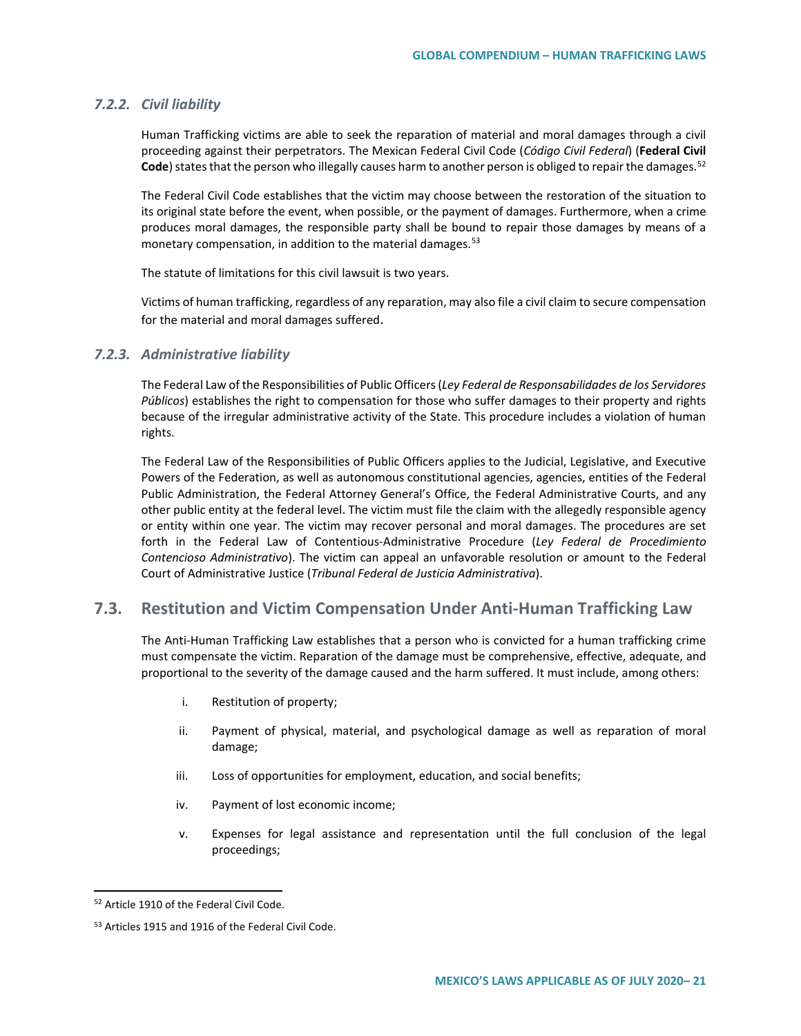### 7.2.2. *Civil liability*

Human Trafficking victims are able to seek the reparation of material and moral damages through a civil proceeding against their perpetrators. The Mexican Federal Civil Code (*Código Civil Federal*) (**Federal Civil Code**) states that the person who illegally causes harm to another person is obliged to repair the damages.[52]

The Federal Civil Code establishes that the victim may choose between the restoration of the situation to its original state before the event, when possible, or the payment of damages. Furthermore, when a crime produces moral damages, the responsible party shall be bound to repair those damages by means of a monetary compensation, in addition to the material damages.[53]

The statute of limitations for this civil lawsuit is two years.

Victims of human trafficking, regardless of any reparation, may also file a civil claim to secure compensation for the material and moral damages suffered.

### 7.2.3. *Administrative liability*

The Federal Law of the Responsibilities of Public Officers (*Ley Federal de Responsabilidades de los Servidores Públicos*) establishes the right to compensation for those who suffer damages to their property and rights because of the irregular administrative activity of the State. This procedure includes a violation of human rights.

The Federal Law of the Responsibilities of Public Officers applies to the Judicial, Legislative, and Executive Powers of the Federation, as well as autonomous constitutional agencies, agencies, entities of the Federal Public Administration, the Federal Attorney General's Office, the Federal Administrative Courts, and any other public entity at the federal level. The victim must file the claim with the allegedly responsible agency or entity within one year. The victim may recover personal and moral damages. The procedures are set forth in the Federal Law of Contentious-Administrative Procedure (*Ley Federal de Procedimiento Contencioso Administrativo*). The victim can appeal an unfavorable resolution or amount to the Federal Court of Administrative Justice (*Tribunal Federal de Justicia Administrativa*).

## 7.3. Restitution and Victim Compensation Under Anti-Human Trafficking Law

The Anti-Human Trafficking Law establishes that a person who is convicted for a human trafficking crime must compensate the victim. Reparation of the damage must be comprehensive, effective, adequate, and proportional to the severity of the damage caused and the harm suffered. It must include, among others:

i. Restitution of property;

ii. Payment of physical, material, and psychological damage as well as reparation of moral damage;

iii. Loss of opportunities for employment, education, and social benefits;

iv. Payment of lost economic income;

v. Expenses for legal assistance and representation until the full conclusion of the legal proceedings;

---

[52] Article 1910 of the Federal Civil Code.

[53] Articles 1915 and 1916 of the Federal Civil Code.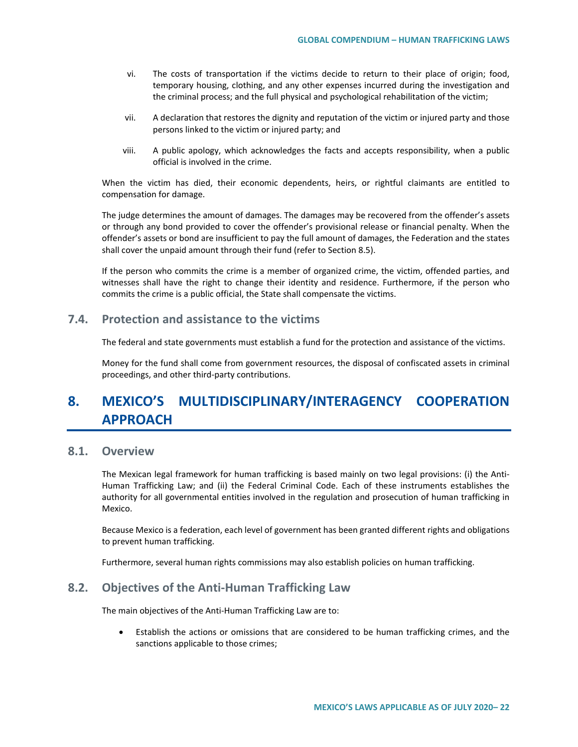vi. The costs of transportation if the victims decide to return to their place of origin; food, temporary housing, clothing, and any other expenses incurred during the investigation and the criminal process; and the full physical and psychological rehabilitation of the victim;

vii. A declaration that restores the dignity and reputation of the victim or injured party and those persons linked to the victim or injured party; and

viii. A public apology, which acknowledges the facts and accepts responsibility, when a public official is involved in the crime.

When the victim has died, their economic dependents, heirs, or rightful claimants are entitled to compensation for damage.

The judge determines the amount of damages. The damages may be recovered from the offender's assets or through any bond provided to cover the offender's provisional release or financial penalty. When the offender's assets or bond are insufficient to pay the full amount of damages, the Federation and the states shall cover the unpaid amount through their fund (refer to Section 8.5).

If the person who commits the crime is a member of organized crime, the victim, offended parties, and witnesses shall have the right to change their identity and residence. Furthermore, if the person who commits the crime is a public official, the State shall compensate the victims.

### 7.4. Protection and assistance to the victims

The federal and state governments must establish a fund for the protection and assistance of the victims.

Money for the fund shall come from government resources, the disposal of confiscated assets in criminal proceedings, and other third-party contributions.

## 8. MEXICO'S MULTIDISCIPLINARY/INTERAGENCY COOPERATION APPROACH

### 8.1. Overview

The Mexican legal framework for human trafficking is based mainly on two legal provisions: (i) the Anti-Human Trafficking Law; and (ii) the Federal Criminal Code. Each of these instruments establishes the authority for all governmental entities involved in the regulation and prosecution of human trafficking in Mexico.

Because Mexico is a federation, each level of government has been granted different rights and obligations to prevent human trafficking.

Furthermore, several human rights commissions may also establish policies on human trafficking.

### 8.2. Objectives of the Anti-Human Trafficking Law

The main objectives of the Anti-Human Trafficking Law are to:

- Establish the actions or omissions that are considered to be human trafficking crimes, and the sanctions applicable to those crimes;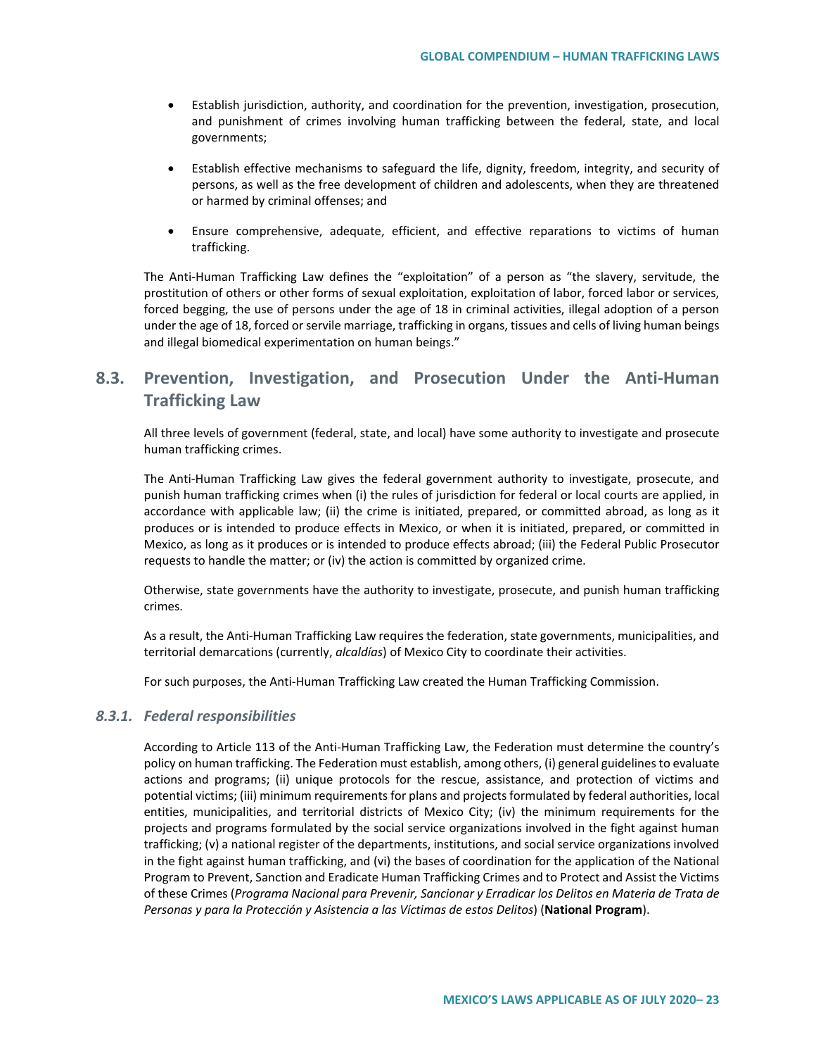- Establish jurisdiction, authority, and coordination for the prevention, investigation, prosecution, and punishment of crimes involving human trafficking between the federal, state, and local governments;

- Establish effective mechanisms to safeguard the life, dignity, freedom, integrity, and security of persons, as well as the free development of children and adolescents, when they are threatened or harmed by criminal offenses; and

- Ensure comprehensive, adequate, efficient, and effective reparations to victims of human trafficking.

The Anti-Human Trafficking Law defines the "exploitation" of a person as "the slavery, servitude, the prostitution of others or other forms of sexual exploitation, exploitation of labor, forced labor or services, forced begging, the use of persons under the age of 18 in criminal activities, illegal adoption of a person under the age of 18, forced or servile marriage, trafficking in organs, tissues and cells of living human beings and illegal biomedical experimentation on human beings."

## 8.3. Prevention, Investigation, and Prosecution Under the Anti-Human Trafficking Law

All three levels of government (federal, state, and local) have some authority to investigate and prosecute human trafficking crimes.

The Anti-Human Trafficking Law gives the federal government authority to investigate, prosecute, and punish human trafficking crimes when (i) the rules of jurisdiction for federal or local courts are applied, in accordance with applicable law; (ii) the crime is initiated, prepared, or committed abroad, as long as it produces or is intended to produce effects in Mexico, or when it is initiated, prepared, or committed in Mexico, as long as it produces or is intended to produce effects abroad; (iii) the Federal Public Prosecutor requests to handle the matter; or (iv) the action is committed by organized crime.

Otherwise, state governments have the authority to investigate, prosecute, and punish human trafficking crimes.

As a result, the Anti-Human Trafficking Law requires the federation, state governments, municipalities, and territorial demarcations (currently, *alcaldías*) of Mexico City to coordinate their activities.

For such purposes, the Anti-Human Trafficking Law created the Human Trafficking Commission.

### *8.3.1. Federal responsibilities*

According to Article 113 of the Anti-Human Trafficking Law, the Federation must determine the country's policy on human trafficking. The Federation must establish, among others, (i) general guidelines to evaluate actions and programs; (ii) unique protocols for the rescue, assistance, and protection of victims and potential victims; (iii) minimum requirements for plans and projects formulated by federal authorities, local entities, municipalities, and territorial districts of Mexico City; (iv) the minimum requirements for the projects and programs formulated by the social service organizations involved in the fight against human trafficking; (v) a national register of the departments, institutions, and social service organizations involved in the fight against human trafficking, and (vi) the bases of coordination for the application of the National Program to Prevent, Sanction and Eradicate Human Trafficking Crimes and to Protect and Assist the Victims of these Crimes (*Programa Nacional para Prevenir, Sancionar y Erradicar los Delitos en Materia de Trata de Personas y para la Protección y Asistencia a las Víctimas de estos Delitos*) (**National Program**).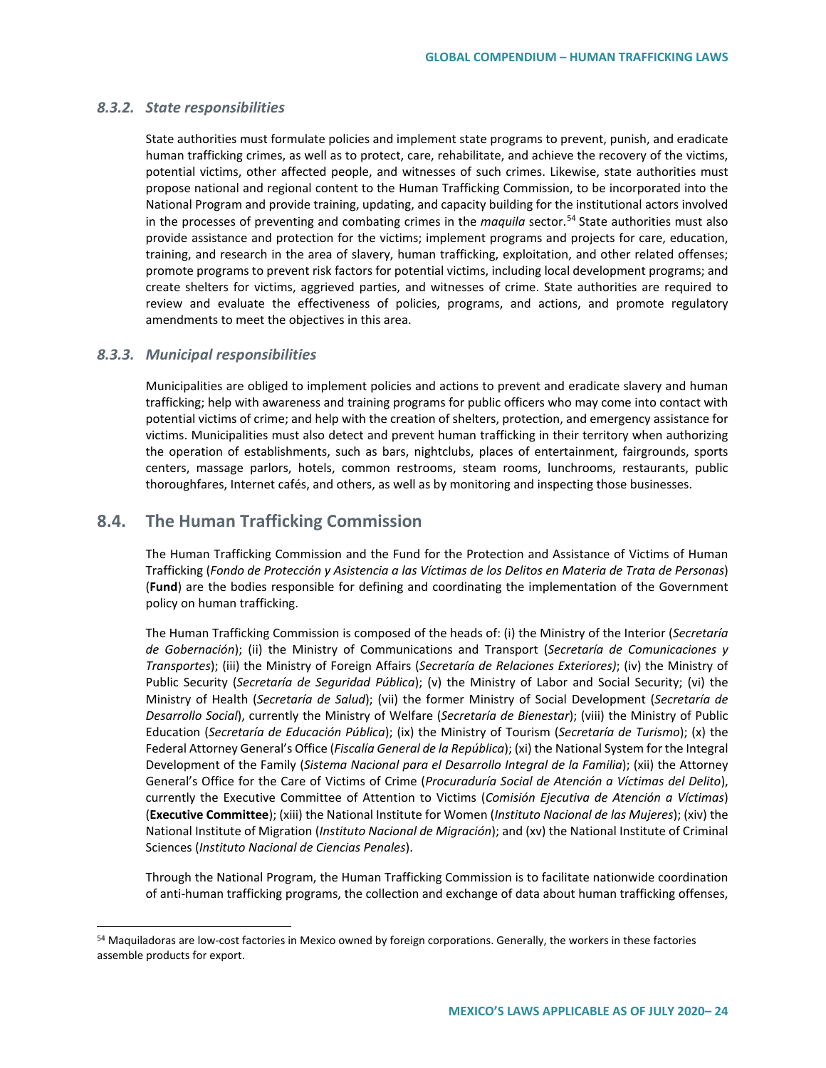### 8.3.2. *State responsibilities*

State authorities must formulate policies and implement state programs to prevent, punish, and eradicate human trafficking crimes, as well as to protect, care, rehabilitate, and achieve the recovery of the victims, potential victims, other affected people, and witnesses of such crimes. Likewise, state authorities must propose national and regional content to the Human Trafficking Commission, to be incorporated into the National Program and provide training, updating, and capacity building for the institutional actors involved in the processes of preventing and combating crimes in the *maquila* sector.[54] State authorities must also provide assistance and protection for the victims; implement programs and projects for care, education, training, and research in the area of slavery, human trafficking, exploitation, and other related offenses; promote programs to prevent risk factors for potential victims, including local development programs; and create shelters for victims, aggrieved parties, and witnesses of crime. State authorities are required to review and evaluate the effectiveness of policies, programs, and actions, and promote regulatory amendments to meet the objectives in this area.

### 8.3.3. *Municipal responsibilities*

Municipalities are obliged to implement policies and actions to prevent and eradicate slavery and human trafficking; help with awareness and training programs for public officers who may come into contact with potential victims of crime; and help with the creation of shelters, protection, and emergency assistance for victims. Municipalities must also detect and prevent human trafficking in their territory when authorizing the operation of establishments, such as bars, nightclubs, places of entertainment, fairgrounds, sports centers, massage parlors, hotels, common restrooms, steam rooms, lunchrooms, restaurants, public thoroughfares, Internet cafés, and others, as well as by monitoring and inspecting those businesses.

## 8.4. The Human Trafficking Commission

The Human Trafficking Commission and the Fund for the Protection and Assistance of Victims of Human Trafficking (*Fondo de Protección y Asistencia a las Víctimas de los Delitos en Materia de Trata de Personas*) (**Fund**) are the bodies responsible for defining and coordinating the implementation of the Government policy on human trafficking.

The Human Trafficking Commission is composed of the heads of: (i) the Ministry of the Interior (*Secretaría de Gobernación*); (ii) the Ministry of Communications and Transport (*Secretaría de Comunicaciones y Transportes*); (iii) the Ministry of Foreign Affairs (*Secretaría de Relaciones Exteriores)*; (iv) the Ministry of Public Security (*Secretaría de Seguridad Pública*); (v) the Ministry of Labor and Social Security; (vi) the Ministry of Health (*Secretaría de Salud*); (vii) the former Ministry of Social Development (*Secretaría de Desarrollo Social*), currently the Ministry of Welfare (*Secretaría de Bienestar*); (viii) the Ministry of Public Education (*Secretaría de Educación Pública*); (ix) the Ministry of Tourism (*Secretaría de Turismo*); (x) the Federal Attorney General's Office (*Fiscalía General de la República*); (xi) the National System for the Integral Development of the Family (*Sistema Nacional para el Desarrollo Integral de la Familia*); (xii) the Attorney General's Office for the Care of Victims of Crime (*Procuraduría Social de Atención a Víctimas del Delito*), currently the Executive Committee of Attention to Victims (*Comisión Ejecutiva de Atención a Víctimas*) (**Executive Committee**); (xiii) the National Institute for Women (*Instituto Nacional de las Mujeres*); (xiv) the National Institute of Migration (*Instituto Nacional de Migración*); and (xv) the National Institute of Criminal Sciences (*Instituto Nacional de Ciencias Penales*).

Through the National Program, the Human Trafficking Commission is to facilitate nationwide coordination of anti-human trafficking programs, the collection and exchange of data about human trafficking offenses,

---

[54] Maquiladoras are low-cost factories in Mexico owned by foreign corporations. Generally, the workers in these factories assemble products for export.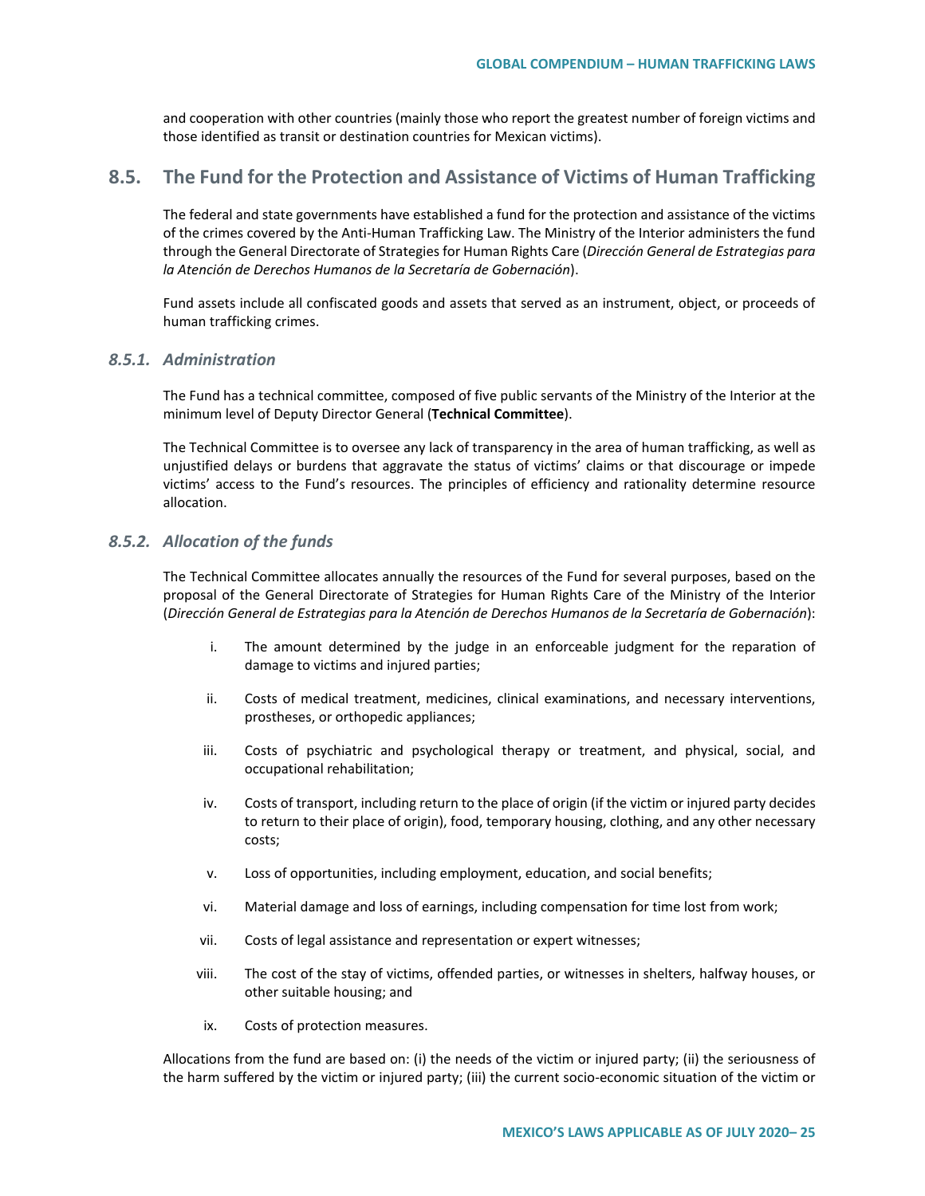and cooperation with other countries (mainly those who report the greatest number of foreign victims and those identified as transit or destination countries for Mexican victims).

## 8.5. The Fund for the Protection and Assistance of Victims of Human Trafficking

The federal and state governments have established a fund for the protection and assistance of the victims of the crimes covered by the Anti-Human Trafficking Law. The Ministry of the Interior administers the fund through the General Directorate of Strategies for Human Rights Care (*Dirección General de Estrategias para la Atención de Derechos Humanos de la Secretaría de Gobernación*).

Fund assets include all confiscated goods and assets that served as an instrument, object, or proceeds of human trafficking crimes.

### *8.5.1. Administration*

The Fund has a technical committee, composed of five public servants of the Ministry of the Interior at the minimum level of Deputy Director General (**Technical Committee**).

The Technical Committee is to oversee any lack of transparency in the area of human trafficking, as well as unjustified delays or burdens that aggravate the status of victims' claims or that discourage or impede victims' access to the Fund's resources. The principles of efficiency and rationality determine resource allocation.

### *8.5.2. Allocation of the funds*

The Technical Committee allocates annually the resources of the Fund for several purposes, based on the proposal of the General Directorate of Strategies for Human Rights Care of the Ministry of the Interior (*Dirección General de Estrategias para la Atención de Derechos Humanos de la Secretaría de Gobernación*):

i. The amount determined by the judge in an enforceable judgment for the reparation of damage to victims and injured parties;

ii. Costs of medical treatment, medicines, clinical examinations, and necessary interventions, prostheses, or orthopedic appliances;

iii. Costs of psychiatric and psychological therapy or treatment, and physical, social, and occupational rehabilitation;

iv. Costs of transport, including return to the place of origin (if the victim or injured party decides to return to their place of origin), food, temporary housing, clothing, and any other necessary costs;

v. Loss of opportunities, including employment, education, and social benefits;

vi. Material damage and loss of earnings, including compensation for time lost from work;

vii. Costs of legal assistance and representation or expert witnesses;

viii. The cost of the stay of victims, offended parties, or witnesses in shelters, halfway houses, or other suitable housing; and

ix. Costs of protection measures.

Allocations from the fund are based on: (i) the needs of the victim or injured party; (ii) the seriousness of the harm suffered by the victim or injured party; (iii) the current socio-economic situation of the victim or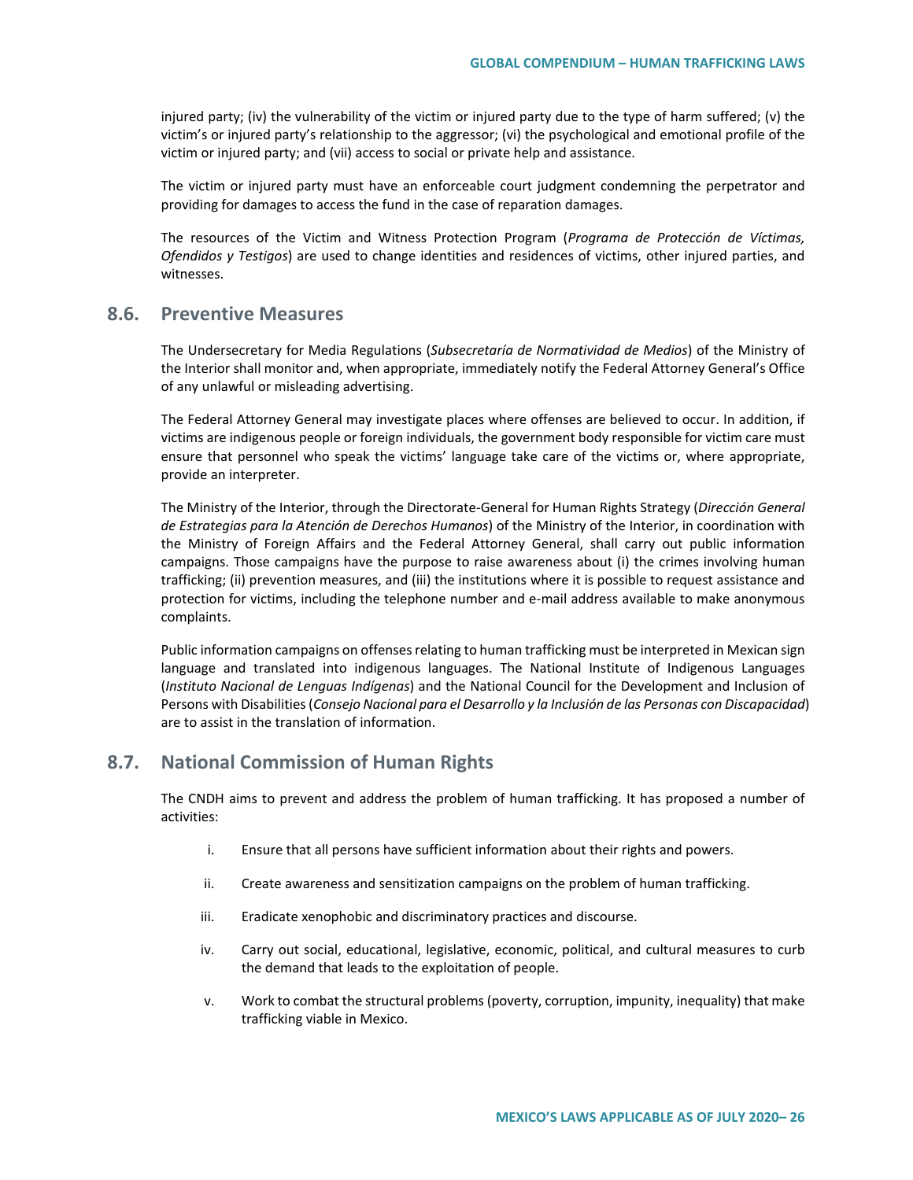injured party; (iv) the vulnerability of the victim or injured party due to the type of harm suffered; (v) the victim's or injured party's relationship to the aggressor; (vi) the psychological and emotional profile of the victim or injured party; and (vii) access to social or private help and assistance.

The victim or injured party must have an enforceable court judgment condemning the perpetrator and providing for damages to access the fund in the case of reparation damages.

The resources of the Victim and Witness Protection Program (*Programa de Protección de Víctimas, Ofendidos y Testigos*) are used to change identities and residences of victims, other injured parties, and witnesses.

## 8.6. Preventive Measures

The Undersecretary for Media Regulations (*Subsecretaría de Normatividad de Medios*) of the Ministry of the Interior shall monitor and, when appropriate, immediately notify the Federal Attorney General's Office of any unlawful or misleading advertising.

The Federal Attorney General may investigate places where offenses are believed to occur. In addition, if victims are indigenous people or foreign individuals, the government body responsible for victim care must ensure that personnel who speak the victims' language take care of the victims or, where appropriate, provide an interpreter.

The Ministry of the Interior, through the Directorate-General for Human Rights Strategy (*Dirección General de Estrategias para la Atención de Derechos Humanos*) of the Ministry of the Interior, in coordination with the Ministry of Foreign Affairs and the Federal Attorney General, shall carry out public information campaigns. Those campaigns have the purpose to raise awareness about (i) the crimes involving human trafficking; (ii) prevention measures, and (iii) the institutions where it is possible to request assistance and protection for victims, including the telephone number and e-mail address available to make anonymous complaints.

Public information campaigns on offenses relating to human trafficking must be interpreted in Mexican sign language and translated into indigenous languages. The National Institute of Indigenous Languages (*Instituto Nacional de Lenguas Indígenas*) and the National Council for the Development and Inclusion of Persons with Disabilities (*Consejo Nacional para el Desarrollo y la Inclusión de las Personas con Discapacidad*) are to assist in the translation of information.

## 8.7. National Commission of Human Rights

The CNDH aims to prevent and address the problem of human trafficking. It has proposed a number of activities:

i. Ensure that all persons have sufficient information about their rights and powers.

ii. Create awareness and sensitization campaigns on the problem of human trafficking.

iii. Eradicate xenophobic and discriminatory practices and discourse.

iv. Carry out social, educational, legislative, economic, political, and cultural measures to curb the demand that leads to the exploitation of people.

v. Work to combat the structural problems (poverty, corruption, impunity, inequality) that make trafficking viable in Mexico.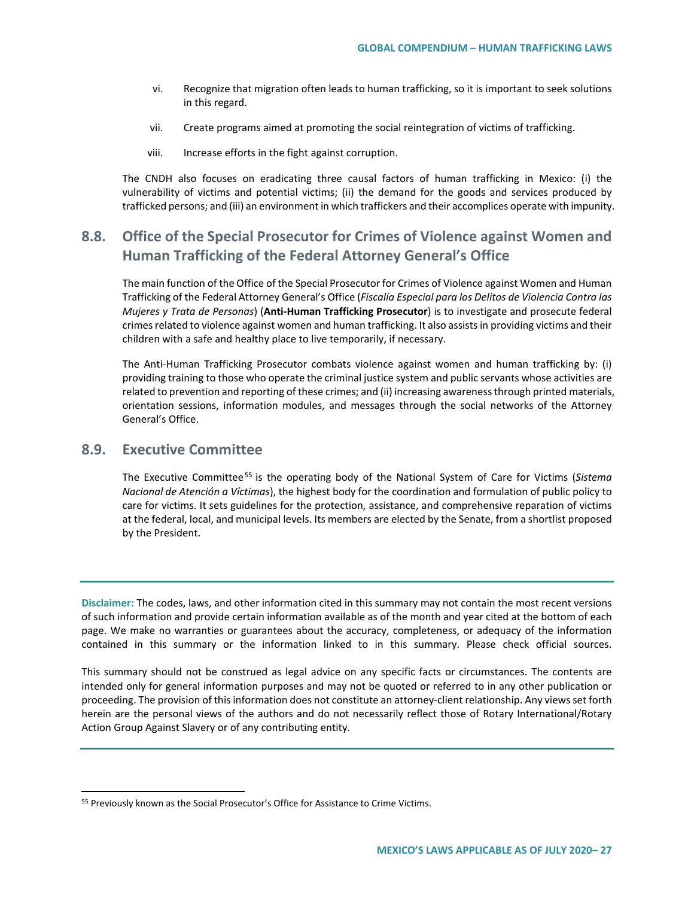vi. Recognize that migration often leads to human trafficking, so it is important to seek solutions in this regard.

vii. Create programs aimed at promoting the social reintegration of victims of trafficking.

viii. Increase efforts in the fight against corruption.

The CNDH also focuses on eradicating three causal factors of human trafficking in Mexico: (i) the vulnerability of victims and potential victims; (ii) the demand for the goods and services produced by trafficked persons; and (iii) an environment in which traffickers and their accomplices operate with impunity.

## 8.8. Office of the Special Prosecutor for Crimes of Violence against Women and Human Trafficking of the Federal Attorney General's Office

The main function of the Office of the Special Prosecutor for Crimes of Violence against Women and Human Trafficking of the Federal Attorney General's Office (*Fiscalía Especial para los Delitos de Violencia Contra las Mujeres y Trata de Personas*) (**Anti-Human Trafficking Prosecutor**) is to investigate and prosecute federal crimes related to violence against women and human trafficking. It also assists in providing victims and their children with a safe and healthy place to live temporarily, if necessary.

The Anti-Human Trafficking Prosecutor combats violence against women and human trafficking by: (i) providing training to those who operate the criminal justice system and public servants whose activities are related to prevention and reporting of these crimes; and (ii) increasing awareness through printed materials, orientation sessions, information modules, and messages through the social networks of the Attorney General's Office.

## 8.9. Executive Committee

The Executive Committee[55] is the operating body of the National System of Care for Victims (*Sistema Nacional de Atención a Víctimas*), the highest body for the coordination and formulation of public policy to care for victims. It sets guidelines for the protection, assistance, and comprehensive reparation of victims at the federal, local, and municipal levels. Its members are elected by the Senate, from a shortlist proposed by the President.

---

**Disclaimer:** The codes, laws, and other information cited in this summary may not contain the most recent versions of such information and provide certain information available as of the month and year cited at the bottom of each page. We make no warranties or guarantees about the accuracy, completeness, or adequacy of the information contained in this summary or the information linked to in this summary. Please check official sources.

This summary should not be construed as legal advice on any specific facts or circumstances. The contents are intended only for general information purposes and may not be quoted or referred to in any other publication or proceeding. The provision of this information does not constitute an attorney-client relationship. Any views set forth herein are the personal views of the authors and do not necessarily reflect those of Rotary International/Rotary Action Group Against Slavery or of any contributing entity.

---

[55] Previously known as the Social Prosecutor's Office for Assistance to Crime Victims.